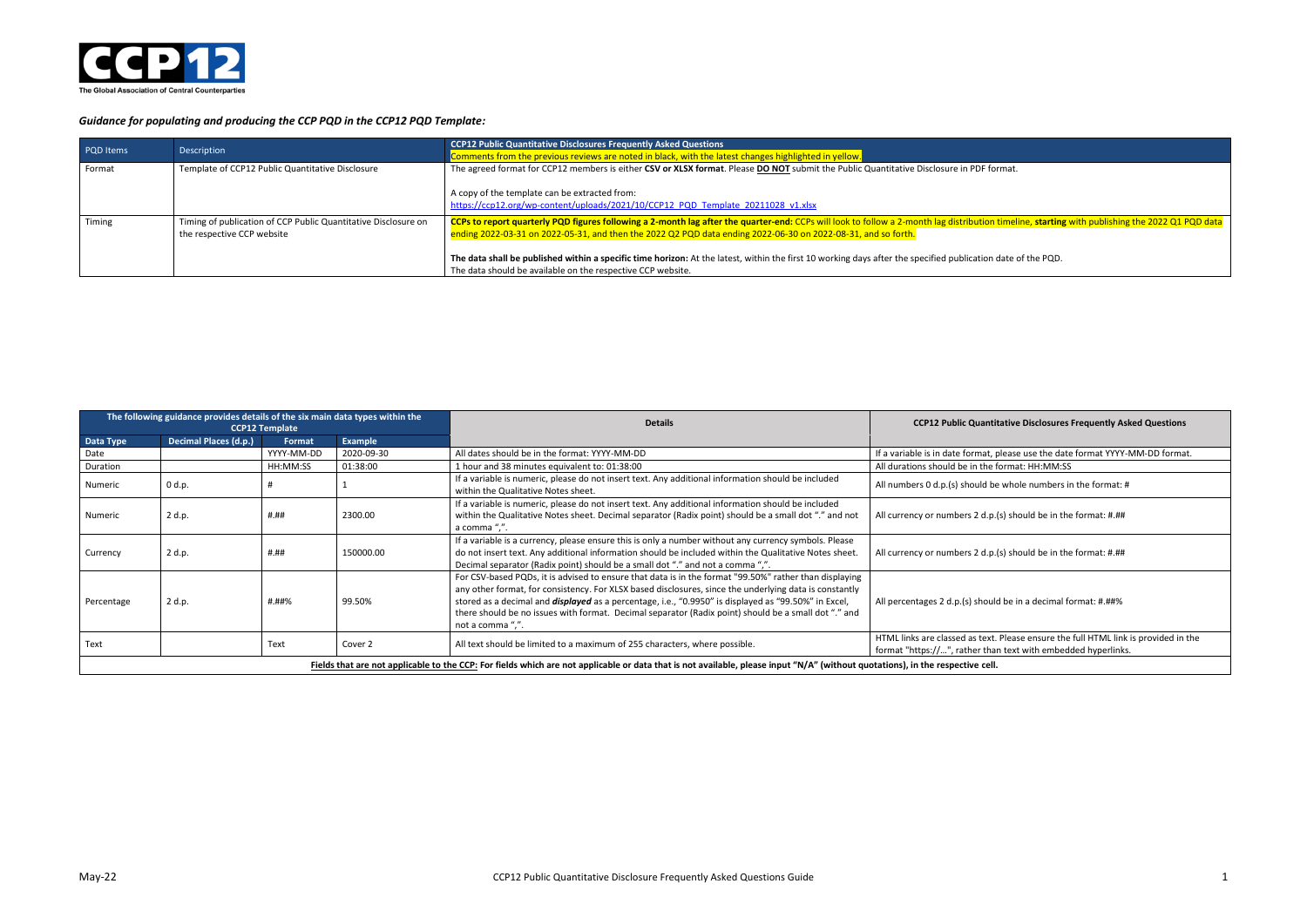CCP12
The Global Association of Central Counterparties

### *Guidance for populating and producing the CCP PQD in the CCP12 PQD Template:*

| PQD Items | Description | CCP12 Public Quantitative Disclosures Frequently Asked Questions<br>Comments from the previous reviews are noted in black, with the latest changes highlighted in yellow. |
|---|---|---|
| Format | Template of CCP12 Public Quantitative Disclosure | The agreed format for CCP12 members is either **CSV or XLSX format**. Please **DO NOT** submit the Public Quantitative Disclosure in PDF format.<br><br>A copy of the template can be extracted from:<br>https://ccp12.org/wp-content/uploads/2021/10/CCP12_PQD_Template_20211028_v1.xlsx |
| Timing | Timing of publication of CCP Public Quantitative Disclosure on the respective CCP website | **CCPs to report quarterly PQD figures following a 2-month lag after the quarter-end:** CCPs will look to follow a 2-month lag distribution timeline, **starting** with publishing the 2022 Q1 PQD data ending 2022-03-31 on 2022-05-31, and then the 2022 Q2 PQD data ending 2022-06-30 on 2022-08-31, and so forth.<br><br>**The data shall be published within a specific time horizon:** At the latest, within the first 10 working days after the specified publication date of the PQD.<br>The data should be available on the respective CCP website. |

| The following guidance provides details of the six main data types within the CCP12 Template | | | | Details | CCP12 Public Quantitative Disclosures Frequently Asked Questions |
|---|---|---|---|---|---|
| Data Type | Decimal Places (d.p.) | Format | Example | | |
| Date | | YYYY-MM-DD | 2020-09-30 | All dates should be in the format: YYYY-MM-DD | If a variable is in date format, please use the date format YYYY-MM-DD format. |
| Duration | | HH:MM:SS | 01:38:00 | 1 hour and 38 minutes equivalent to: 01:38:00 | All durations should be in the format: HH:MM:SS |
| Numeric | 0 d.p. | # | 1 | If a variable is numeric, please do not insert text. Any additional information should be included within the Qualitative Notes sheet. | All numbers 0 d.p.(s) should be whole numbers in the format: # |
| Numeric | 2 d.p. | #.## | 2300.00 | If a variable is numeric, please do not insert text. Any additional information should be included within the Qualitative Notes sheet. Decimal separator (Radix point) should be a small dot "." and not a comma ",". | All currency or numbers 2 d.p.(s) should be in the format: #.## |
| Currency | 2 d.p. | #.## | 150000.00 | If a variable is a currency, please ensure this is only a number without any currency symbols. Please do not insert text. Any additional information should be included within the Qualitative Notes sheet. Decimal separator (Radix point) should be a small dot "." and not a comma ",". | All currency or numbers 2 d.p.(s) should be in the format: #.## |
| Percentage | 2 d.p. | #.##% | 99.50% | For CSV-based PQDs, it is advised to ensure that data is in the format "99.50%" rather than displaying any other format, for consistency. For XLSX based disclosures, since the underlying data is constantly stored as a decimal and ***displayed*** as a percentage, i.e., "0.9950" is displayed as "99.50%" in Excel, there should be no issues with format. Decimal separator (Radix point) should be a small dot "." and not a comma ",". | All percentages 2 d.p.(s) should be in a decimal format: #.##% |
| Text | | Text | Cover 2 | All text should be limited to a maximum of 255 characters, where possible. | HTML links are classed as text. Please ensure the full HTML link is provided in the format "https://…", rather than text with embedded hyperlinks. |
| **Fields that are not applicable to the CCP:** For fields which are not applicable or data that is not available, please input "N/A" (without quotations), in the respective cell. | | | | | |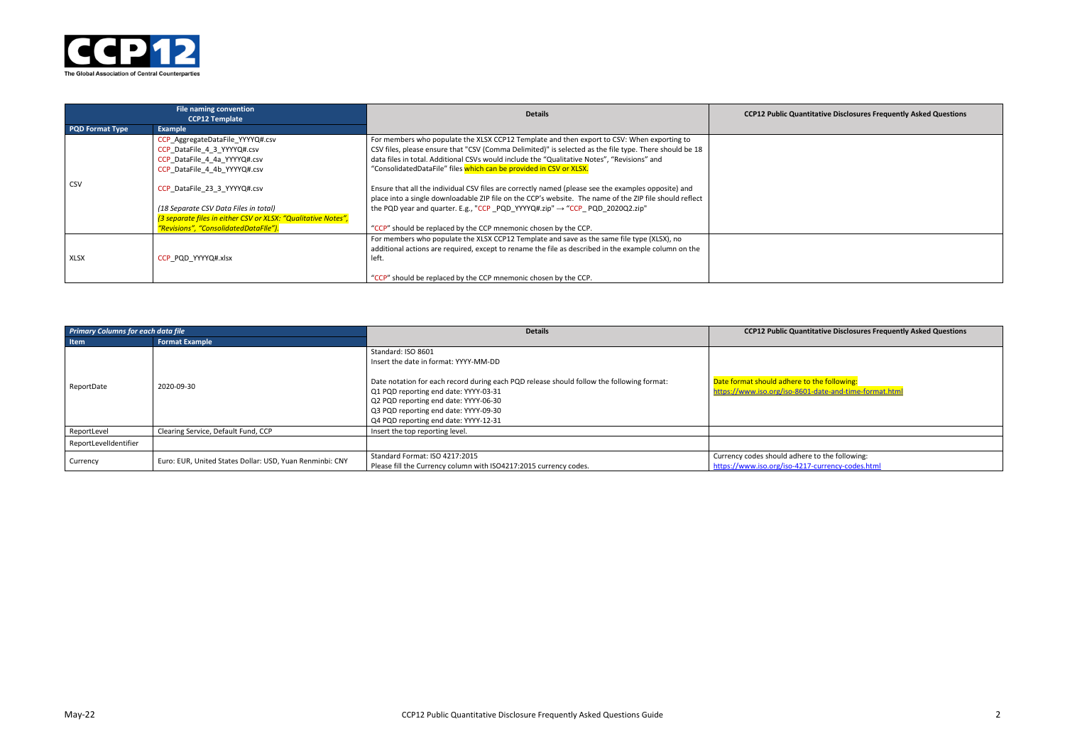| File naming convention CCP12 Template | | Details | CCP12 Public Quantitative Disclosures Frequently Asked Questions |
|---|---|---|---|
| **PQD Format Type** | **Example** | | |
| CSV | CCP_AggregateDataFile_YYYYQ#.csv<br>CCP_DataFile_4_3_YYYYQ#.csv<br>CCP_DataFile_4_4a_YYYYQ#.csv<br>CCP_DataFile_4_4b_YYYYQ#.csv<br><br>CCP_DataFile_23_3_YYYYQ#.csv<br><br>*(18 Separate CSV Data Files in total)*<br>*(3 separate files in either CSV or XLSX: "Qualitative Notes", "Revisions", "ConsolidatedDataFile").* | For members who populate the XLSX CCP12 Template and then export to CSV: When exporting to CSV files, please ensure that "CSV (Comma Delimited)" is selected as the file type. There should be 18 data files in total. Additional CSVs would include the "Qualitative Notes", "Revisions" and "ConsolidatedDataFile" files which can be provided in CSV or XLSX.<br><br>Ensure that all the individual CSV files are correctly named (please see the examples opposite) and place into a single downloadable ZIP file on the CCP's website. The name of the ZIP file should reflect the PQD year and quarter. E.g., "CCP _PQD_YYYYQ#.zip" → "CCP_ PQD_2020Q2.zip"<br><br>"CCP" should be replaced by the CCP mnemonic chosen by the CCP. | |
| XLSX | CCP_PQD_YYYYQ#.xlsx | For members who populate the XLSX CCP12 Template and save as the same file type (XLSX), no additional actions are required, except to rename the file as described in the example column on the left.<br><br>"CCP" should be replaced by the CCP mnemonic chosen by the CCP. | |

| *Primary Columns for each data file* | | Details | CCP12 Public Quantitative Disclosures Frequently Asked Questions |
|---|---|---|---|
| **Item** | **Format Example** | | |
| ReportDate | 2020-09-30 | Standard: ISO 8601<br>Insert the date in format: YYYY-MM-DD<br><br>Date notation for each record during each PQD release should follow the following format:<br>Q1 PQD reporting end date: YYYY-03-31<br>Q2 PQD reporting end date: YYYY-06-30<br>Q3 PQD reporting end date: YYYY-09-30<br>Q4 PQD reporting end date: YYYY-12-31 | Date format should adhere to the following:<br>https://www.iso.org/iso-8601-date-and-time-format.html |
| ReportLevel | Clearing Service, Default Fund, CCP | Insert the top reporting level. | |
| ReportLevelIdentifier | | | |
| Currency | Euro: EUR, United States Dollar: USD, Yuan Renminbi: CNY | Standard Format: ISO 4217:2015<br>Please fill the Currency column with ISO4217:2015 currency codes. | Currency codes should adhere to the following:<br>https://www.iso.org/iso-4217-currency-codes.html |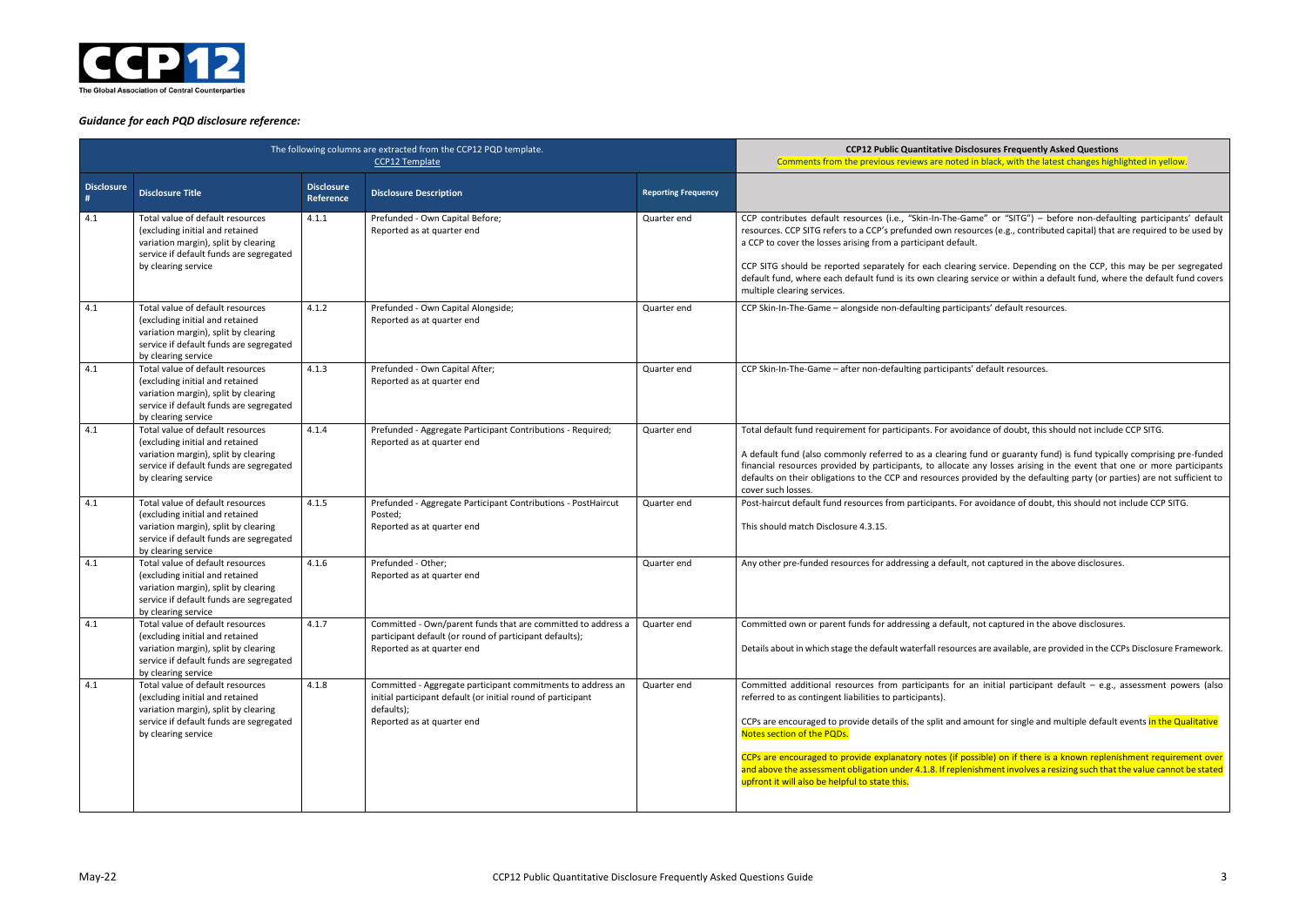*Guidance for each PQD disclosure reference:*

| The following columns are extracted from the CCP12 PQD template. CCP12 Template | | | | | **CCP12 Public Quantitative Disclosures Frequently Asked Questions** Comments from the previous reviews are noted in black, with the latest changes highlighted in yellow. |
|---|---|---|---|---|---|
| **Disclosure #** | **Disclosure Title** | **Disclosure Reference** | **Disclosure Description** | **Reporting Frequency** | |
| 4.1 | Total value of default resources (excluding initial and retained variation margin), split by clearing service if default funds are segregated by clearing service | 4.1.1 | Prefunded - Own Capital Before; Reported as at quarter end | Quarter end | CCP contributes default resources (i.e., "Skin-In-The-Game" or "SITG") – before non-defaulting participants' default resources. CCP SITG refers to a CCP's prefunded own resources (e.g., contributed capital) that are required to be used by a CCP to cover the losses arising from a participant default.<br><br>CCP SITG should be reported separately for each clearing service. Depending on the CCP, this may be per segregated default fund, where each default fund is its own clearing service or within a default fund, where the default fund covers multiple clearing services. |
| 4.1 | Total value of default resources (excluding initial and retained variation margin), split by clearing service if default funds are segregated by clearing service | 4.1.2 | Prefunded - Own Capital Alongside; Reported as at quarter end | Quarter end | CCP Skin-In-The-Game – alongside non-defaulting participants' default resources. |
| 4.1 | Total value of default resources (excluding initial and retained variation margin), split by clearing service if default funds are segregated by clearing service | 4.1.3 | Prefunded - Own Capital After; Reported as at quarter end | Quarter end | CCP Skin-In-The-Game – after non-defaulting participants' default resources. |
| 4.1 | Total value of default resources (excluding initial and retained variation margin), split by clearing service if default funds are segregated by clearing service | 4.1.4 | Prefunded - Aggregate Participant Contributions - Required; Reported as at quarter end | Quarter end | Total default fund requirement for participants. For avoidance of doubt, this should not include CCP SITG.<br><br>A default fund (also commonly referred to as a clearing fund or guaranty fund) is fund typically comprising pre-funded financial resources provided by participants, to allocate any losses arising in the event that one or more participants defaults on their obligations to the CCP and resources provided by the defaulting party (or parties) are not sufficient to cover such losses. |
| 4.1 | Total value of default resources (excluding initial and retained variation margin), split by clearing service if default funds are segregated by clearing service | 4.1.5 | Prefunded - Aggregate Participant Contributions - PostHaircut Posted; Reported as at quarter end | Quarter end | Post-haircut default fund resources from participants. For avoidance of doubt, this should not include CCP SITG.<br><br>This should match Disclosure 4.3.15. |
| 4.1 | Total value of default resources (excluding initial and retained variation margin), split by clearing service if default funds are segregated by clearing service | 4.1.6 | Prefunded - Other; Reported as at quarter end | Quarter end | Any other pre-funded resources for addressing a default, not captured in the above disclosures. |
| 4.1 | Total value of default resources (excluding initial and retained variation margin), split by clearing service if default funds are segregated by clearing service | 4.1.7 | Committed - Own/parent funds that are committed to address a participant default (or round of participant defaults); Reported as at quarter end | Quarter end | Committed own or parent funds for addressing a default, not captured in the above disclosures.<br><br>Details about in which stage the default waterfall resources are available, are provided in the CCPs Disclosure Framework. |
| 4.1 | Total value of default resources (excluding initial and retained variation margin), split by clearing service if default funds are segregated by clearing service | 4.1.8 | Committed - Aggregate participant commitments to address an initial participant default (or initial round of participant defaults); Reported as at quarter end | Quarter end | Committed additional resources from participants for an initial participant default – e.g., assessment powers (also referred to as contingent liabilities to participants).<br><br>CCPs are encouraged to provide details of the split and amount for single and multiple default events in the Qualitative Notes section of the PQDs.<br><br>CCPs are encouraged to provide explanatory notes (if possible) on if there is a known replenishment requirement over and above the assessment obligation under 4.1.8. If replenishment involves a resizing such that the value cannot be stated upfront it will also be helpful to state this. |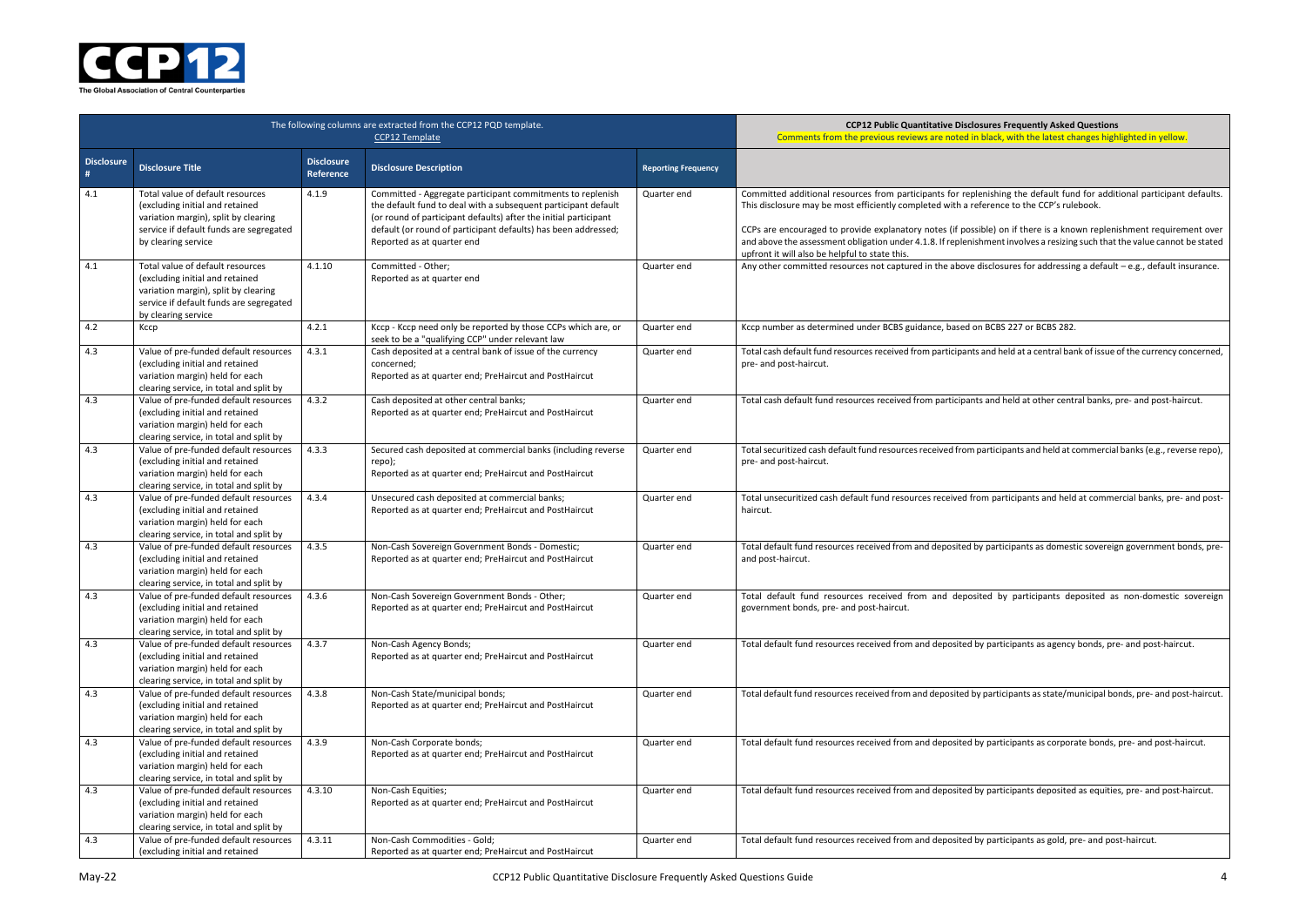| The following columns are extracted from the CCP12 PQD template. CCP12 Template | | | | | **CCP12 Public Quantitative Disclosures Frequently Asked Questions** Comments from the previous reviews are noted in black, with the latest changes highlighted in yellow. |
|---|---|---|---|---|---|
| **Disclosure #** | **Disclosure Title** | **Disclosure Reference** | **Disclosure Description** | **Reporting Frequency** | |
| 4.1 | Total value of default resources (excluding initial and retained variation margin), split by clearing service if default funds are segregated by clearing service | 4.1.9 | Committed - Aggregate participant commitments to replenish the default fund to deal with a subsequent participant default (or round of participant defaults) after the initial participant default (or round of participant defaults) has been addressed; Reported as at quarter end | Quarter end | Committed additional resources from participants for replenishing the default fund for additional participant defaults. This disclosure may be most efficiently completed with a reference to the CCP's rulebook.<br><br>CCPs are encouraged to provide explanatory notes (if possible) on if there is a known replenishment requirement over and above the assessment obligation under 4.1.8. If replenishment involves a resizing such that the value cannot be stated upfront it will also be helpful to state this. |
| 4.1 | Total value of default resources (excluding initial and retained variation margin), split by clearing service if default funds are segregated by clearing service | 4.1.10 | Committed - Other; Reported as at quarter end | Quarter end | Any other committed resources not captured in the above disclosures for addressing a default – e.g., default insurance. |
| 4.2 | Kccp | 4.2.1 | Kccp - Kccp need only be reported by those CCPs which are, or seek to be a "qualifying CCP" under relevant law | Quarter end | Kccp number as determined under BCBS guidance, based on BCBS 227 or BCBS 282. |
| 4.3 | Value of pre-funded default resources (excluding initial and retained variation margin) held for each clearing service, in total and split by | 4.3.1 | Cash deposited at a central bank of issue of the currency concerned; Reported as at quarter end; PreHaircut and PostHaircut | Quarter end | Total cash default fund resources received from participants and held at a central bank of issue of the currency concerned, pre- and post-haircut. |
| 4.3 | Value of pre-funded default resources (excluding initial and retained variation margin) held for each clearing service, in total and split by | 4.3.2 | Cash deposited at other central banks; Reported as at quarter end; PreHaircut and PostHaircut | Quarter end | Total cash default fund resources received from participants and held at other central banks, pre- and post-haircut. |
| 4.3 | Value of pre-funded default resources (excluding initial and retained variation margin) held for each clearing service, in total and split by | 4.3.3 | Secured cash deposited at commercial banks (including reverse repo); Reported as at quarter end; PreHaircut and PostHaircut | Quarter end | Total securitized cash default fund resources received from participants and held at commercial banks (e.g., reverse repo), pre- and post-haircut. |
| 4.3 | Value of pre-funded default resources (excluding initial and retained variation margin) held for each clearing service, in total and split by | 4.3.4 | Unsecured cash deposited at commercial banks; Reported as at quarter end; PreHaircut and PostHaircut | Quarter end | Total unsecuritized cash default fund resources received from participants and held at commercial banks, pre- and post-haircut. |
| 4.3 | Value of pre-funded default resources (excluding initial and retained variation margin) held for each clearing service, in total and split by | 4.3.5 | Non-Cash Sovereign Government Bonds - Domestic; Reported as at quarter end; PreHaircut and PostHaircut | Quarter end | Total default fund resources received from and deposited by participants as domestic sovereign government bonds, pre- and post-haircut. |
| 4.3 | Value of pre-funded default resources (excluding initial and retained variation margin) held for each clearing service, in total and split by | 4.3.6 | Non-Cash Sovereign Government Bonds - Other; Reported as at quarter end; PreHaircut and PostHaircut | Quarter end | Total default fund resources received from and deposited by participants deposited as non-domestic sovereign government bonds, pre- and post-haircut. |
| 4.3 | Value of pre-funded default resources (excluding initial and retained variation margin) held for each clearing service, in total and split by | 4.3.7 | Non-Cash Agency Bonds; Reported as at quarter end; PreHaircut and PostHaircut | Quarter end | Total default fund resources received from and deposited by participants as agency bonds, pre- and post-haircut. |
| 4.3 | Value of pre-funded default resources (excluding initial and retained variation margin) held for each clearing service, in total and split by | 4.3.8 | Non-Cash State/municipal bonds; Reported as at quarter end; PreHaircut and PostHaircut | Quarter end | Total default fund resources received from and deposited by participants as state/municipal bonds, pre- and post-haircut. |
| 4.3 | Value of pre-funded default resources (excluding initial and retained variation margin) held for each clearing service, in total and split by | 4.3.9 | Non-Cash Corporate bonds; Reported as at quarter end; PreHaircut and PostHaircut | Quarter end | Total default fund resources received from and deposited by participants as corporate bonds, pre- and post-haircut. |
| 4.3 | Value of pre-funded default resources (excluding initial and retained variation margin) held for each clearing service, in total and split by | 4.3.10 | Non-Cash Equities; Reported as at quarter end; PreHaircut and PostHaircut | Quarter end | Total default fund resources received from and deposited by participants deposited as equities, pre- and post-haircut. |
| 4.3 | Value of pre-funded default resources (excluding initial and retained | 4.3.11 | Non-Cash Commodities - Gold; Reported as at quarter end; PreHaircut and PostHaircut | Quarter end | Total default fund resources received from and deposited by participants as gold, pre- and post-haircut. |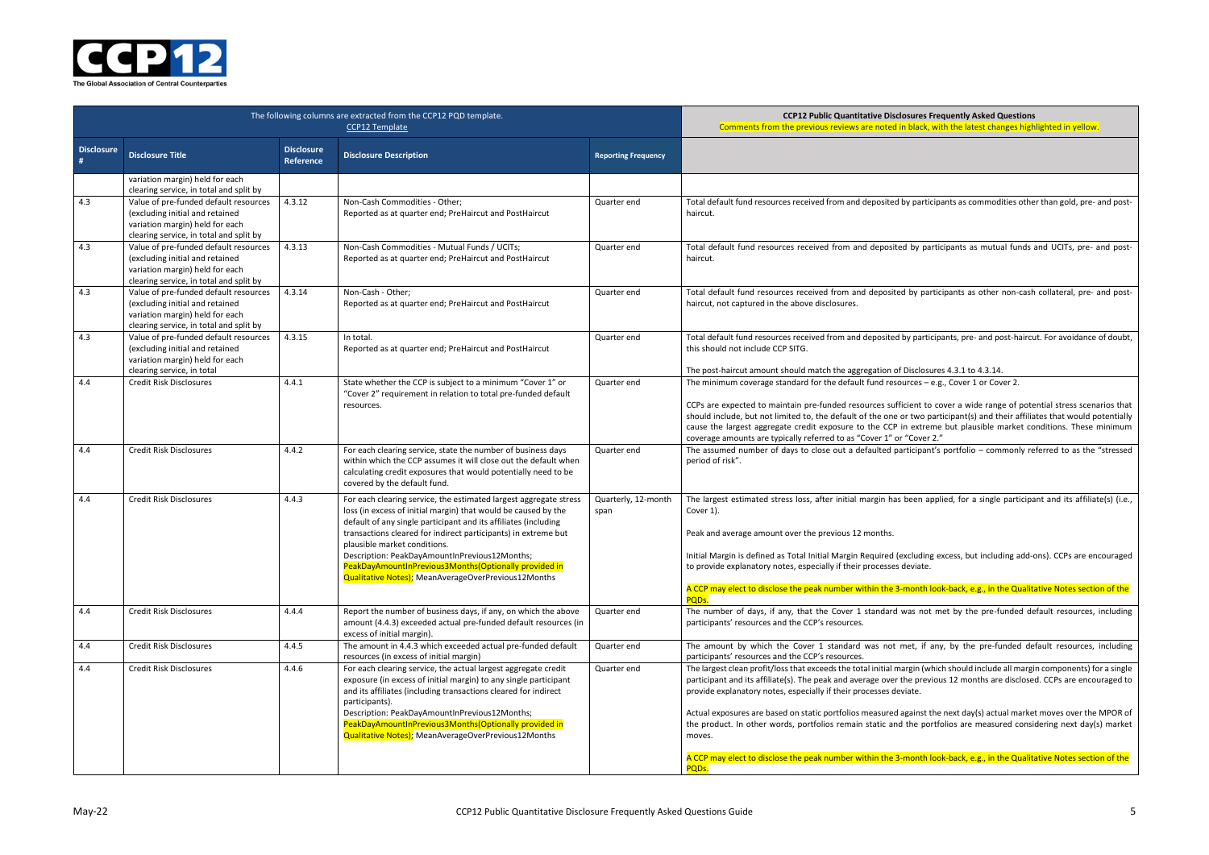| The following columns are extracted from the CCP12 PQD template. CCP12 Template | | | | | CCP12 Public Quantitative Disclosures Frequently Asked Questions Comments from the previous reviews are noted in black, with the latest changes highlighted in yellow. |
|---|---|---|---|---|---|
| **Disclosure #** | **Disclosure Title** | **Disclosure Reference** | **Disclosure Description** | **Reporting Frequency** | |
| | variation margin) held for each clearing service, in total and split by | | | | |
| 4.3 | Value of pre-funded default resources (excluding initial and retained variation margin) held for each clearing service, in total and split by | 4.3.12 | Non-Cash Commodities - Other; Reported as at quarter end; PreHaircut and PostHaircut | Quarter end | Total default fund resources received from and deposited by participants as commodities other than gold, pre- and post-haircut. |
| 4.3 | Value of pre-funded default resources (excluding initial and retained variation margin) held for each clearing service, in total and split by | 4.3.13 | Non-Cash Commodities - Mutual Funds / UCITs; Reported as at quarter end; PreHaircut and PostHaircut | Quarter end | Total default fund resources received from and deposited by participants as mutual funds and UCITs, pre- and post-haircut. |
| 4.3 | Value of pre-funded default resources (excluding initial and retained variation margin) held for each clearing service, in total and split by | 4.3.14 | Non-Cash - Other; Reported as at quarter end; PreHaircut and PostHaircut | Quarter end | Total default fund resources received from and deposited by participants as other non-cash collateral, pre- and post-haircut, not captured in the above disclosures. |
| 4.3 | Value of pre-funded default resources (excluding initial and retained variation margin) held for each clearing service, in total | 4.3.15 | In total. Reported as at quarter end; PreHaircut and PostHaircut | Quarter end | Total default fund resources received from and deposited by participants, pre- and post-haircut. For avoidance of doubt, this should not include CCP SITG.<br><br>The post-haircut amount should match the aggregation of Disclosures 4.3.1 to 4.3.14. |
| 4.4 | Credit Risk Disclosures | 4.4.1 | State whether the CCP is subject to a minimum "Cover 1" or "Cover 2" requirement in relation to total pre-funded default resources. | Quarter end | The minimum coverage standard for the default fund resources – e.g., Cover 1 or Cover 2.<br><br>CCPs are expected to maintain pre-funded resources sufficient to cover a wide range of potential stress scenarios that should include, but not limited to, the default of the one or two participant(s) and their affiliates that would potentially cause the largest aggregate credit exposure to the CCP in extreme but plausible market conditions. These minimum coverage amounts are typically referred to as "Cover 1" or "Cover 2." |
| 4.4 | Credit Risk Disclosures | 4.4.2 | For each clearing service, state the number of business days within which the CCP assumes it will close out the default when calculating credit exposures that would potentially need to be covered by the default fund. | Quarter end | The assumed number of days to close out a defaulted participant's portfolio – commonly referred to as the "stressed period of risk". |
| 4.4 | Credit Risk Disclosures | 4.4.3 | For each clearing service, the estimated largest aggregate stress loss (in excess of initial margin) that would be caused by the default of any single participant and its affiliates (including transactions cleared for indirect participants) in extreme but plausible market conditions.<br>Description: PeakDayAmountInPrevious12Months; PeakDayAmountInPrevious3Months(Optionally provided in Qualitative Notes); MeanAverageOverPrevious12Months | Quarterly, 12-month span | The largest estimated stress loss, after initial margin has been applied, for a single participant and its affiliate(s) (i.e., Cover 1).<br><br>Peak and average amount over the previous 12 months.<br><br>Initial Margin is defined as Total Initial Margin Required (excluding excess, but including add-ons). CCPs are encouraged to provide explanatory notes, especially if their processes deviate.<br><br>A CCP may elect to disclose the peak number within the 3-month look-back, e.g., in the Qualitative Notes section of the PQDs. |
| 4.4 | Credit Risk Disclosures | 4.4.4 | Report the number of business days, if any, on which the above amount (4.4.3) exceeded actual pre-funded default resources (in excess of initial margin). | Quarter end | The number of days, if any, that the Cover 1 standard was not met by the pre-funded default resources, including participants' resources and the CCP's resources. |
| 4.4 | Credit Risk Disclosures | 4.4.5 | The amount in 4.4.3 which exceeded actual pre-funded default resources (in excess of initial margin) | Quarter end | The amount by which the Cover 1 standard was not met, if any, by the pre-funded default resources, including participants' resources and the CCP's resources. |
| 4.4 | Credit Risk Disclosures | 4.4.6 | For each clearing service, the actual largest aggregate credit exposure (in excess of initial margin) to any single participant and its affiliates (including transactions cleared for indirect participants).<br>Description: PeakDayAmountInPrevious12Months; PeakDayAmountInPrevious3Months(Optionally provided in Qualitative Notes); MeanAverageOverPrevious12Months | Quarter end | The largest clean profit/loss that exceeds the total initial margin (which should include all margin components) for a single participant and its affiliate(s). The peak and average over the previous 12 months are disclosed. CCPs are encouraged to provide explanatory notes, especially if their processes deviate.<br><br>Actual exposures are based on static portfolios measured against the next day(s) actual market moves over the MPOR of the product. In other words, portfolios remain static and the portfolios are measured considering next day(s) market moves.<br><br>A CCP may elect to disclose the peak number within the 3-month look-back, e.g., in the Qualitative Notes section of the PQDs. |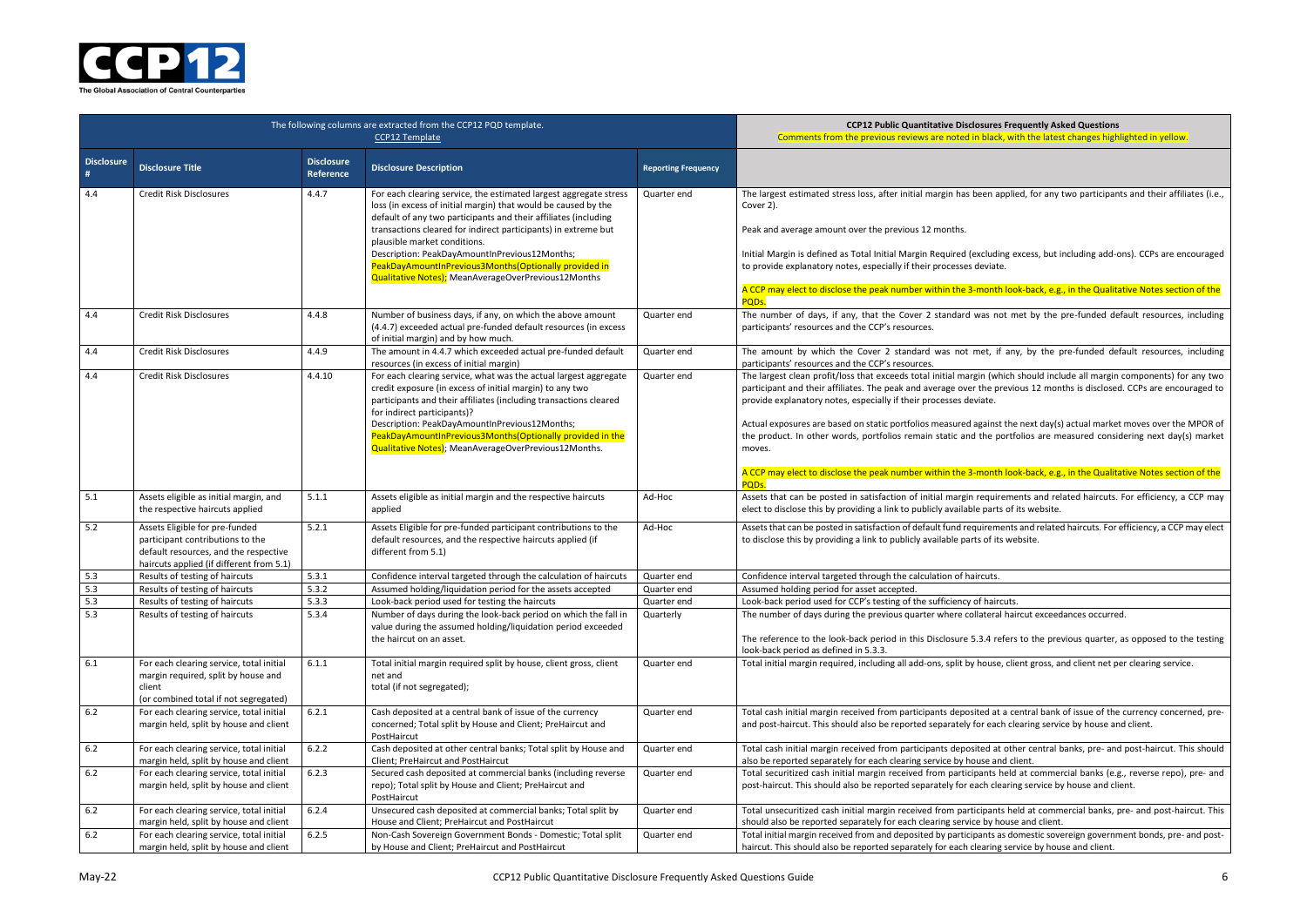| The following columns are extracted from the CCP12 PQD template. CCP12 Template | | | | | CCP12 Public Quantitative Disclosures Frequently Asked Questions Comments from the previous reviews are noted in black, with the latest changes highlighted in yellow. |
|---|---|---|---|---|---|
| **Disclosure #** | **Disclosure Title** | **Disclosure Reference** | **Disclosure Description** | **Reporting Frequency** | |
| 4.4 | Credit Risk Disclosures | 4.4.7 | For each clearing service, the estimated largest aggregate stress loss (in excess of initial margin) that would be caused by the default of any two participants and their affiliates (including transactions cleared for indirect participants) in extreme but plausible market conditions.<br>Description: PeakDayAmountInPrevious12Months; PeakDayAmountInPrevious3Months(Optionally provided in Qualitative Notes); MeanAverageOverPrevious12Months | Quarter end | The largest estimated stress loss, after initial margin has been applied, for any two participants and their affiliates (i.e., Cover 2).<br><br>Peak and average amount over the previous 12 months.<br><br>Initial Margin is defined as Total Initial Margin Required (excluding excess, but including add-ons). CCPs are encouraged to provide explanatory notes, especially if their processes deviate.<br><br>A CCP may elect to disclose the peak number within the 3-month look-back, e.g., in the Qualitative Notes section of the PQDs. |
| 4.4 | Credit Risk Disclosures | 4.4.8 | Number of business days, if any, on which the above amount (4.4.7) exceeded actual pre-funded default resources (in excess of initial margin) and by how much. | Quarter end | The number of days, if any, that the Cover 2 standard was not met by the pre-funded default resources, including participants' resources and the CCP's resources. |
| 4.4 | Credit Risk Disclosures | 4.4.9 | The amount in 4.4.7 which exceeded actual pre-funded default resources (in excess of initial margin) | Quarter end | The amount by which the Cover 2 standard was not met, if any, by the pre-funded default resources, including participants' resources and the CCP's resources. |
| 4.4 | Credit Risk Disclosures | 4.4.10 | For each clearing service, what was the actual largest aggregate credit exposure (in excess of initial margin) to any two participants and their affiliates (including transactions cleared for indirect participants)?<br>Description: PeakDayAmountInPrevious12Months; PeakDayAmountInPrevious3Months(Optionally provided in the Qualitative Notes); MeanAverageOverPrevious12Months. | Quarter end | The largest clean profit/loss that exceeds total initial margin (which should include all margin components) for any two participant and their affiliates. The peak and average over the previous 12 months is disclosed. CCPs are encouraged to provide explanatory notes, especially if their processes deviate.<br><br>Actual exposures are based on static portfolios measured against the next day(s) actual market moves over the MPOR of the product. In other words, portfolios remain static and the portfolios are measured considering next day(s) market moves.<br><br>A CCP may elect to disclose the peak number within the 3-month look-back, e.g., in the Qualitative Notes section of the PQDs. |
| 5.1 | Assets eligible as initial margin, and the respective haircuts applied | 5.1.1 | Assets eligible as initial margin and the respective haircuts applied | Ad-Hoc | Assets that can be posted in satisfaction of initial margin requirements and related haircuts. For efficiency, a CCP may elect to disclose this by providing a link to publicly available parts of its website. |
| 5.2 | Assets Eligible for pre-funded participant contributions to the default resources, and the respective haircuts applied (if different from 5.1) | 5.2.1 | Assets Eligible for pre-funded participant contributions to the default resources, and the respective haircuts applied (if different from 5.1) | Ad-Hoc | Assets that can be posted in satisfaction of default fund requirements and related haircuts. For efficiency, a CCP may elect to disclose this by providing a link to publicly available parts of its website. |
| 5.3 | Results of testing of haircuts | 5.3.1 | Confidence interval targeted through the calculation of haircuts | Quarter end | Confidence interval targeted through the calculation of haircuts. |
| 5.3 | Results of testing of haircuts | 5.3.2 | Assumed holding/liquidation period for the assets accepted | Quarter end | Assumed holding period for asset accepted. |
| 5.3 | Results of testing of haircuts | 5.3.3 | Look-back period used for testing the haircuts | Quarter end | Look-back period used for CCP's testing of the sufficiency of haircuts. |
| 5.3 | Results of testing of haircuts | 5.3.4 | Number of days during the look-back period on which the fall in value during the assumed holding/liquidation period exceeded the haircut on an asset. | Quarterly | The number of days during the previous quarter where collateral haircut exceedances occurred.<br><br>The reference to the look-back period in this Disclosure 5.3.4 refers to the previous quarter, as opposed to the testing look-back period as defined in 5.3.3. |
| 6.1 | For each clearing service, total initial margin required, split by house and client (or combined total if not segregated) | 6.1.1 | Total initial margin required split by house, client gross, client net and total (if not segregated); | Quarter end | Total initial margin required, including all add-ons, split by house, client gross, and client net per clearing service. |
| 6.2 | For each clearing service, total initial margin held, split by house and client | 6.2.1 | Cash deposited at a central bank of issue of the currency concerned; Total split by House and Client; PreHaircut and PostHaircut | Quarter end | Total cash initial margin received from participants deposited at a central bank of issue of the currency concerned, pre- and post-haircut. This should also be reported separately for each clearing service by house and client. |
| 6.2 | For each clearing service, total initial margin held, split by house and client | 6.2.2 | Cash deposited at other central banks; Total split by House and Client; PreHaircut and PostHaircut | Quarter end | Total cash initial margin received from participants deposited at other central banks, pre- and post-haircut. This should also be reported separately for each clearing service by house and client. |
| 6.2 | For each clearing service, total initial margin held, split by house and client | 6.2.3 | Secured cash deposited at commercial banks (including reverse repo); Total split by House and Client; PreHaircut and PostHaircut | Quarter end | Total securitized cash initial margin received from participants held at commercial banks (e.g., reverse repo), pre- and post-haircut. This should also be reported separately for each clearing service by house and client. |
| 6.2 | For each clearing service, total initial margin held, split by house and client | 6.2.4 | Unsecured cash deposited at commercial banks; Total split by House and Client; PreHaircut and PostHaircut | Quarter end | Total unsecuritized cash initial margin received from participants held at commercial banks, pre- and post-haircut. This should also be reported separately for each clearing service by house and client. |
| 6.2 | For each clearing service, total initial margin held, split by house and client | 6.2.5 | Non-Cash Sovereign Government Bonds - Domestic; Total split by House and Client; PreHaircut and PostHaircut | Quarter end | Total initial margin received from and deposited by participants as domestic sovereign government bonds, pre- and post-haircut. This should also be reported separately for each clearing service by house and client. |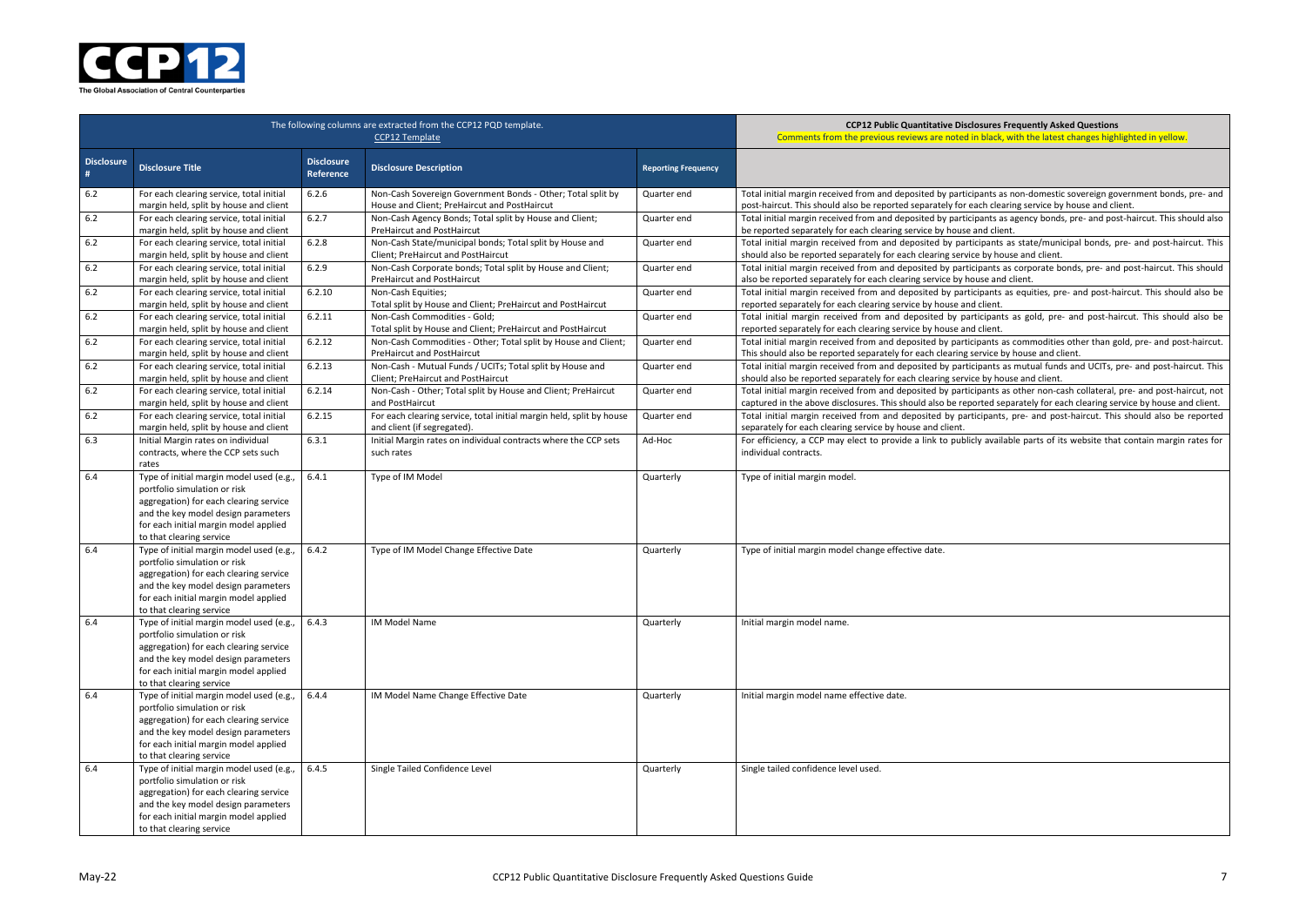| The following columns are extracted from the CCP12 PQD template. CCP12 Template | | | | | CCP12 Public Quantitative Disclosures Frequently Asked Questions Comments from the previous reviews are noted in black, with the latest changes highlighted in yellow. |
|---|---|---|---|---|---|
| **Disclosure #** | **Disclosure Title** | **Disclosure Reference** | **Disclosure Description** | **Reporting Frequency** | |
| 6.2 | For each clearing service, total initial margin held, split by house and client | 6.2.6 | Non-Cash Sovereign Government Bonds - Other; Total split by House and Client; PreHaircut and PostHaircut | Quarter end | Total initial margin received from and deposited by participants as non-domestic sovereign government bonds, pre- and post-haircut. This should also be reported separately for each clearing service by house and client. |
| 6.2 | For each clearing service, total initial margin held, split by house and client | 6.2.7 | Non-Cash Agency Bonds; Total split by House and Client; PreHaircut and PostHaircut | Quarter end | Total initial margin received from and deposited by participants as agency bonds, pre- and post-haircut. This should also be reported separately for each clearing service by house and client. |
| 6.2 | For each clearing service, total initial margin held, split by house and client | 6.2.8 | Non-Cash State/municipal bonds; Total split by House and Client; PreHaircut and PostHaircut | Quarter end | Total initial margin received from and deposited by participants as state/municipal bonds, pre- and post-haircut. This should also be reported separately for each clearing service by house and client. |
| 6.2 | For each clearing service, total initial margin held, split by house and client | 6.2.9 | Non-Cash Corporate bonds; Total split by House and Client; PreHaircut and PostHaircut | Quarter end | Total initial margin received from and deposited by participants as corporate bonds, pre- and post-haircut. This should also be reported separately for each clearing service by house and client. |
| 6.2 | For each clearing service, total initial margin held, split by house and client | 6.2.10 | Non-Cash Equities; Total split by House and Client; PreHaircut and PostHaircut | Quarter end | Total initial margin received from and deposited by participants as equities, pre- and post-haircut. This should also be reported separately for each clearing service by house and client. |
| 6.2 | For each clearing service, total initial margin held, split by house and client | 6.2.11 | Non-Cash Commodities - Gold; Total split by House and Client; PreHaircut and PostHaircut | Quarter end | Total initial margin received from and deposited by participants as gold, pre- and post-haircut. This should also be reported separately for each clearing service by house and client. |
| 6.2 | For each clearing service, total initial margin held, split by house and client | 6.2.12 | Non-Cash Commodities - Other; Total split by House and Client; PreHaircut and PostHaircut | Quarter end | Total initial margin received from and deposited by participants as commodities other than gold, pre- and post-haircut. This should also be reported separately for each clearing service by house and client. |
| 6.2 | For each clearing service, total initial margin held, split by house and client | 6.2.13 | Non-Cash - Mutual Funds / UCITs; Total split by House and Client; PreHaircut and PostHaircut | Quarter end | Total initial margin received from and deposited by participants as mutual funds and UCITs, pre- and post-haircut. This should also be reported separately for each clearing service by house and client. |
| 6.2 | For each clearing service, total initial margin held, split by house and client | 6.2.14 | Non-Cash - Other; Total split by House and Client; PreHaircut and PostHaircut | Quarter end | Total initial margin received from and deposited by participants as other non-cash collateral, pre- and post-haircut, not captured in the above disclosures. This should also be reported separately for each clearing service by house and client. |
| 6.2 | For each clearing service, total initial margin held, split by house and client | 6.2.15 | For each clearing service, total initial margin held, split by house and client (if segregated). | Quarter end | Total initial margin received from and deposited by participants, pre- and post-haircut. This should also be reported separately for each clearing service by house and client. |
| 6.3 | Initial Margin rates on individual contracts, where the CCP sets such rates | 6.3.1 | Initial Margin rates on individual contracts where the CCP sets such rates | Ad-Hoc | For efficiency, a CCP may elect to provide a link to publicly available parts of its website that contain margin rates for individual contracts. |
| 6.4 | Type of initial margin model used (e.g., portfolio simulation or risk aggregation) for each clearing service and the key model design parameters for each initial margin model applied to that clearing service | 6.4.1 | Type of IM Model | Quarterly | Type of initial margin model. |
| 6.4 | Type of initial margin model used (e.g., portfolio simulation or risk aggregation) for each clearing service and the key model design parameters for each initial margin model applied to that clearing service | 6.4.2 | Type of IM Model Change Effective Date | Quarterly | Type of initial margin model change effective date. |
| 6.4 | Type of initial margin model used (e.g., portfolio simulation or risk aggregation) for each clearing service and the key model design parameters for each initial margin model applied to that clearing service | 6.4.3 | IM Model Name | Quarterly | Initial margin model name. |
| 6.4 | Type of initial margin model used (e.g., portfolio simulation or risk aggregation) for each clearing service and the key model design parameters for each initial margin model applied to that clearing service | 6.4.4 | IM Model Name Change Effective Date | Quarterly | Initial margin model name effective date. |
| 6.4 | Type of initial margin model used (e.g., portfolio simulation or risk aggregation) for each clearing service and the key model design parameters for each initial margin model applied to that clearing service | 6.4.5 | Single Tailed Confidence Level | Quarterly | Single tailed confidence level used. |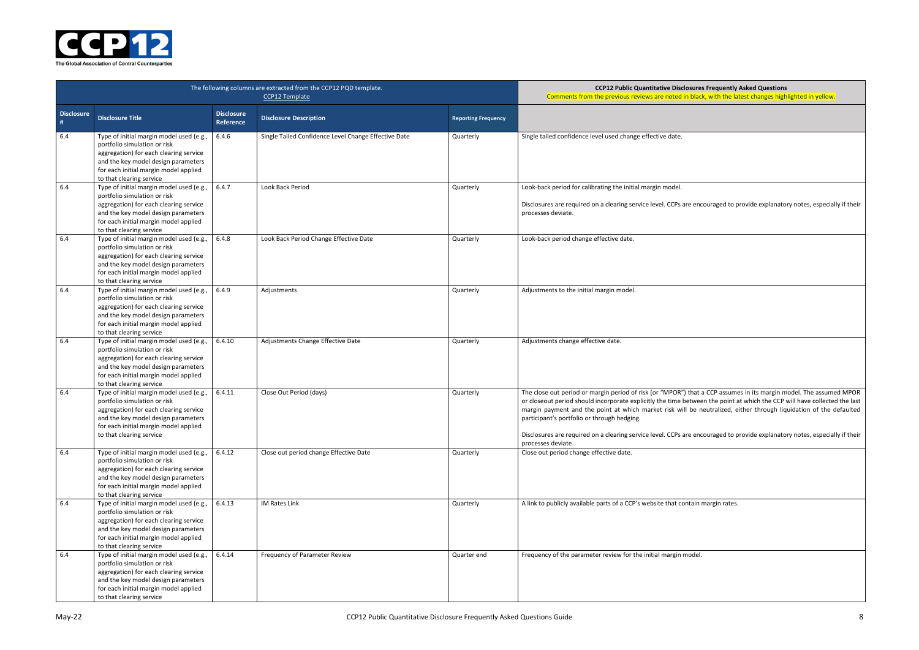| The following columns are extracted from the CCP12 PQD template. CCP12 Template | | | | | **CCP12 Public Quantitative Disclosures Frequently Asked Questions** Comments from the previous reviews are noted in black, with the latest changes highlighted in yellow. |
|---|---|---|---|---|---|
| **Disclosure #** | **Disclosure Title** | **Disclosure Reference** | **Disclosure Description** | **Reporting Frequency** | |
| 6.4 | Type of initial margin model used (e.g., portfolio simulation or risk aggregation) for each clearing service and the key model design parameters for each initial margin model applied to that clearing service | 6.4.6 | Single Tailed Confidence Level Change Effective Date | Quarterly | Single tailed confidence level used change effective date. |
| 6.4 | Type of initial margin model used (e.g., portfolio simulation or risk aggregation) for each clearing service and the key model design parameters for each initial margin model applied to that clearing service | 6.4.7 | Look Back Period | Quarterly | Look-back period for calibrating the initial margin model.<br><br>Disclosures are required on a clearing service level. CCPs are encouraged to provide explanatory notes, especially if their processes deviate. |
| 6.4 | Type of initial margin model used (e.g., portfolio simulation or risk aggregation) for each clearing service and the key model design parameters for each initial margin model applied to that clearing service | 6.4.8 | Look Back Period Change Effective Date | Quarterly | Look-back period change effective date. |
| 6.4 | Type of initial margin model used (e.g., portfolio simulation or risk aggregation) for each clearing service and the key model design parameters for each initial margin model applied to that clearing service | 6.4.9 | Adjustments | Quarterly | Adjustments to the initial margin model. |
| 6.4 | Type of initial margin model used (e.g., portfolio simulation or risk aggregation) for each clearing service and the key model design parameters for each initial margin model applied to that clearing service | 6.4.10 | Adjustments Change Effective Date | Quarterly | Adjustments change effective date. |
| 6.4 | Type of initial margin model used (e.g., portfolio simulation or risk aggregation) for each clearing service and the key model design parameters for each initial margin model applied to that clearing service | 6.4.11 | Close Out Period (days) | Quarterly | The close out period or margin period of risk (or "MPOR") that a CCP assumes in its margin model. The assumed MPOR or closeout period should incorporate explicitly the time between the point at which the CCP will have collected the last margin payment and the point at which market risk will be neutralized, either through liquidation of the defaulted participant's portfolio or through hedging.<br><br>Disclosures are required on a clearing service level. CCPs are encouraged to provide explanatory notes, especially if their processes deviate. |
| 6.4 | Type of initial margin model used (e.g., portfolio simulation or risk aggregation) for each clearing service and the key model design parameters for each initial margin model applied to that clearing service | 6.4.12 | Close out period change Effective Date | Quarterly | Close out period change effective date. |
| 6.4 | Type of initial margin model used (e.g., portfolio simulation or risk aggregation) for each clearing service and the key model design parameters for each initial margin model applied to that clearing service | 6.4.13 | IM Rates Link | Quarterly | A link to publicly available parts of a CCP's website that contain margin rates. |
| 6.4 | Type of initial margin model used (e.g., portfolio simulation or risk aggregation) for each clearing service and the key model design parameters for each initial margin model applied to that clearing service | 6.4.14 | Frequency of Parameter Review | Quarter end | Frequency of the parameter review for the initial margin model. |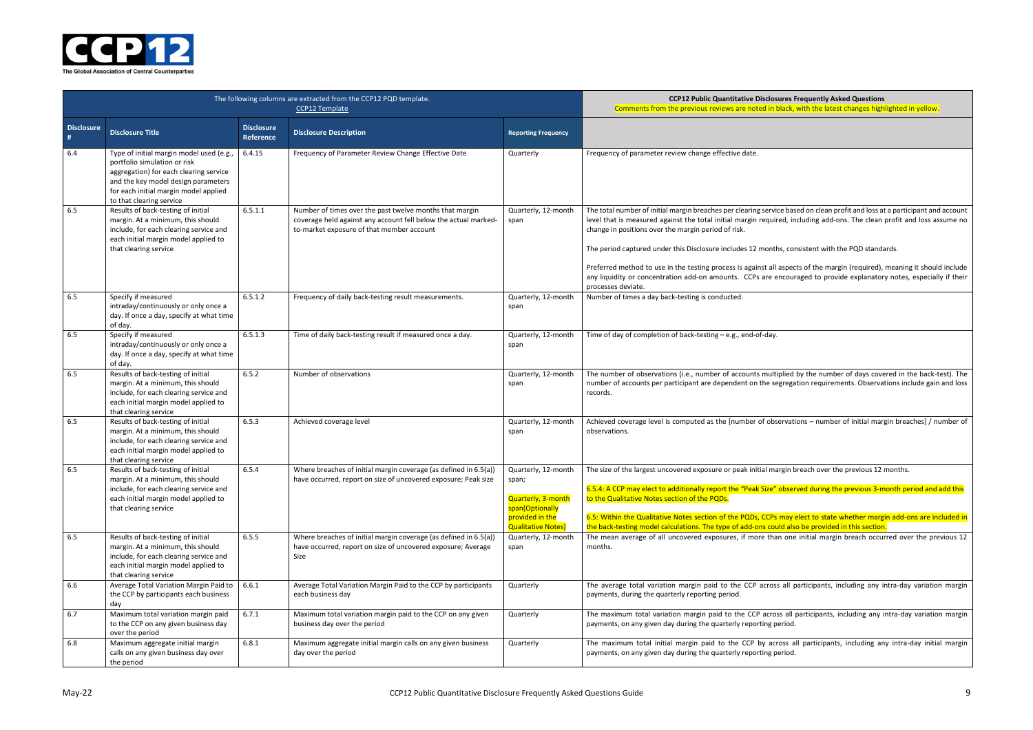| The following columns are extracted from the CCP12 PQD template. CCP12 Template | | | | | CCP12 Public Quantitative Disclosures Frequently Asked Questions Comments from the previous reviews are noted in black, with the latest changes highlighted in yellow. |
|---|---|---|---|---|---|
| **Disclosure #** | **Disclosure Title** | **Disclosure Reference** | **Disclosure Description** | **Reporting Frequency** | |
| 6.4 | Type of initial margin model used (e.g., portfolio simulation or risk aggregation) for each clearing service and the key model design parameters for each initial margin model applied to that clearing service | 6.4.15 | Frequency of Parameter Review Change Effective Date | Quarterly | Frequency of parameter review change effective date. |
| 6.5 | Results of back-testing of initial margin. At a minimum, this should include, for each clearing service and each initial margin model applied to that clearing service | 6.5.1.1 | Number of times over the past twelve months that margin coverage held against any account fell below the actual marked-to-market exposure of that member account | Quarterly, 12-month span | The total number of initial margin breaches per clearing service based on clean profit and loss at a participant and account level that is measured against the total initial margin required, including add-ons. The clean profit and loss assume no change in positions over the margin period of risk.<br><br>The period captured under this Disclosure includes 12 months, consistent with the PQD standards.<br><br>Preferred method to use in the testing process is against all aspects of the margin (required), meaning it should include any liquidity or concentration add-on amounts. CCPs are encouraged to provide explanatory notes, especially if their processes deviate. |
| 6.5 | Specify if measured intraday/continuously or only once a day. If once a day, specify at what time of day. | 6.5.1.2 | Frequency of daily back-testing result measurements. | Quarterly, 12-month span | Number of times a day back-testing is conducted. |
| 6.5 | Specify if measured intraday/continuously or only once a day. If once a day, specify at what time of day. | 6.5.1.3 | Time of daily back-testing result if measured once a day. | Quarterly, 12-month span | Time of day of completion of back-testing – e.g., end-of-day. |
| 6.5 | Results of back-testing of initial margin. At a minimum, this should include, for each clearing service and each initial margin model applied to that clearing service | 6.5.2 | Number of observations | Quarterly, 12-month span | The number of observations (i.e., number of accounts multiplied by the number of days covered in the back-test). The number of accounts per participant are dependent on the segregation requirements. Observations include gain and loss records. |
| 6.5 | Results of back-testing of initial margin. At a minimum, this should include, for each clearing service and each initial margin model applied to that clearing service | 6.5.3 | Achieved coverage level | Quarterly, 12-month span | Achieved coverage level is computed as the [number of observations – number of initial margin breaches] / number of observations. |
| 6.5 | Results of back-testing of initial margin. At a minimum, this should include, for each clearing service and each initial margin model applied to that clearing service | 6.5.4 | Where breaches of initial margin coverage (as defined in 6.5(a)) have occurred, report on size of uncovered exposure; Peak size | Quarterly, 12-month span;<br><br>Quarterly, 3-month span(Optionally provided in the Qualitative Notes) | The size of the largest uncovered exposure or peak initial margin breach over the previous 12 months.<br><br>6.5.4: A CCP may elect to additionally report the "Peak Size" observed during the previous 3-month period and add this to the Qualitative Notes section of the PQDs.<br><br>6.5: Within the Qualitative Notes section of the PQDs, CCPs may elect to state whether margin add-ons are included in the back-testing model calculations. The type of add-ons could also be provided in this section. |
| 6.5 | Results of back-testing of initial margin. At a minimum, this should include, for each clearing service and each initial margin model applied to that clearing service | 6.5.5 | Where breaches of initial margin coverage (as defined in 6.5(a)) have occurred, report on size of uncovered exposure; Average Size | Quarterly, 12-month span | The mean average of all uncovered exposures, if more than one initial margin breach occurred over the previous 12 months. |
| 6.6 | Average Total Variation Margin Paid to the CCP by participants each business day | 6.6.1 | Average Total Variation Margin Paid to the CCP by participants each business day | Quarterly | The average total variation margin paid to the CCP across all participants, including any intra-day variation margin payments, during the quarterly reporting period. |
| 6.7 | Maximum total variation margin paid to the CCP on any given business day over the period | 6.7.1 | Maximum total variation margin paid to the CCP on any given business day over the period | Quarterly | The maximum total variation margin paid to the CCP across all participants, including any intra-day variation margin payments, on any given day during the quarterly reporting period. |
| 6.8 | Maximum aggregate initial margin calls on any given business day over the period | 6.8.1 | Maximum aggregate initial margin calls on any given business day over the period | Quarterly | The maximum total initial margin paid to the CCP by across all participants, including any intra-day initial margin payments, on any given day during the quarterly reporting period. |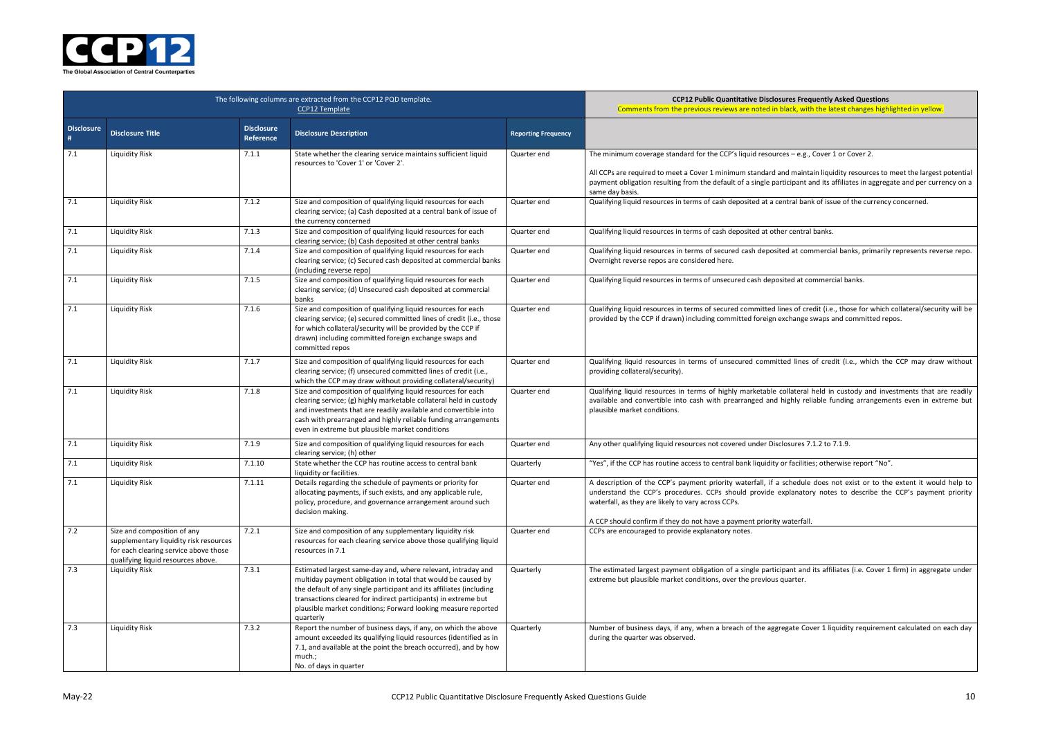| The following columns are extracted from the CCP12 PQD template. CCP12 Template | | | | | CCP12 Public Quantitative Disclosures Frequently Asked Questions Comments from the previous reviews are noted in black, with the latest changes highlighted in yellow. |
|---|---|---|---|---|---|
| **Disclosure #** | **Disclosure Title** | **Disclosure Reference** | **Disclosure Description** | **Reporting Frequency** | |
| 7.1 | Liquidity Risk | 7.1.1 | State whether the clearing service maintains sufficient liquid resources to 'Cover 1' or 'Cover 2'. | Quarter end | The minimum coverage standard for the CCP's liquid resources – e.g., Cover 1 or Cover 2.<br><br>All CCPs are required to meet a Cover 1 minimum standard and maintain liquidity resources to meet the largest potential payment obligation resulting from the default of a single participant and its affiliates in aggregate and per currency on a same day basis. |
| 7.1 | Liquidity Risk | 7.1.2 | Size and composition of qualifying liquid resources for each clearing service; (a) Cash deposited at a central bank of issue of the currency concerned | Quarter end | Qualifying liquid resources in terms of cash deposited at a central bank of issue of the currency concerned. |
| 7.1 | Liquidity Risk | 7.1.3 | Size and composition of qualifying liquid resources for each clearing service; (b) Cash deposited at other central banks | Quarter end | Qualifying liquid resources in terms of cash deposited at other central banks. |
| 7.1 | Liquidity Risk | 7.1.4 | Size and composition of qualifying liquid resources for each clearing service; (c) Secured cash deposited at commercial banks (including reverse repo) | Quarter end | Qualifying liquid resources in terms of secured cash deposited at commercial banks, primarily represents reverse repo. Overnight reverse repos are considered here. |
| 7.1 | Liquidity Risk | 7.1.5 | Size and composition of qualifying liquid resources for each clearing service; (d) Unsecured cash deposited at commercial banks | Quarter end | Qualifying liquid resources in terms of unsecured cash deposited at commercial banks. |
| 7.1 | Liquidity Risk | 7.1.6 | Size and composition of qualifying liquid resources for each clearing service; (e) secured committed lines of credit (i.e., those for which collateral/security will be provided by the CCP if drawn) including committed foreign exchange swaps and committed repos | Quarter end | Qualifying liquid resources in terms of secured committed lines of credit (i.e., those for which collateral/security will be provided by the CCP if drawn) including committed foreign exchange swaps and committed repos. |
| 7.1 | Liquidity Risk | 7.1.7 | Size and composition of qualifying liquid resources for each clearing service; (f) unsecured committed lines of credit (i.e., which the CCP may draw without providing collateral/security) | Quarter end | Qualifying liquid resources in terms of unsecured committed lines of credit (i.e., which the CCP may draw without providing collateral/security). |
| 7.1 | Liquidity Risk | 7.1.8 | Size and composition of qualifying liquid resources for each clearing service; (g) highly marketable collateral held in custody and investments that are readily available and convertible into cash with prearranged and highly reliable funding arrangements even in extreme but plausible market conditions | Quarter end | Qualifying liquid resources in terms of highly marketable collateral held in custody and investments that are readily available and convertible into cash with prearranged and highly reliable funding arrangements even in extreme but plausible market conditions. |
| 7.1 | Liquidity Risk | 7.1.9 | Size and composition of qualifying liquid resources for each clearing service; (h) other | Quarter end | Any other qualifying liquid resources not covered under Disclosures 7.1.2 to 7.1.9. |
| 7.1 | Liquidity Risk | 7.1.10 | State whether the CCP has routine access to central bank liquidity or facilities. | Quarterly | "Yes", if the CCP has routine access to central bank liquidity or facilities; otherwise report "No". |
| 7.1 | Liquidity Risk | 7.1.11 | Details regarding the schedule of payments or priority for allocating payments, if such exists, and any applicable rule, policy, procedure, and governance arrangement around such decision making. | Quarter end | A description of the CCP's payment priority waterfall, if a schedule does not exist or to the extent it would help to understand the CCP's procedures. CCPs should provide explanatory notes to describe the CCP's payment priority waterfall, as they are likely to vary across CCPs.<br><br>A CCP should confirm if they do not have a payment priority waterfall. |
| 7.2 | Size and composition of any supplementary liquidity risk resources for each clearing service above those qualifying liquid resources above. | 7.2.1 | Size and composition of any supplementary liquidity risk resources for each clearing service above those qualifying liquid resources in 7.1 | Quarter end | CCPs are encouraged to provide explanatory notes. |
| 7.3 | Liquidity Risk | 7.3.1 | Estimated largest same-day and, where relevant, intraday and multiday payment obligation in total that would be caused by the default of any single participant and its affiliates (including transactions cleared for indirect participants) in extreme but plausible market conditions; Forward looking measure reported quarterly | Quarterly | The estimated largest payment obligation of a single participant and its affiliates (i.e. Cover 1 firm) in aggregate under extreme but plausible market conditions, over the previous quarter. |
| 7.3 | Liquidity Risk | 7.3.2 | Report the number of business days, if any, on which the above amount exceeded its qualifying liquid resources (identified as in 7.1, and available at the point the breach occurred), and by how much.;<br>No. of days in quarter | Quarterly | Number of business days, if any, when a breach of the aggregate Cover 1 liquidity requirement calculated on each day during the quarter was observed. |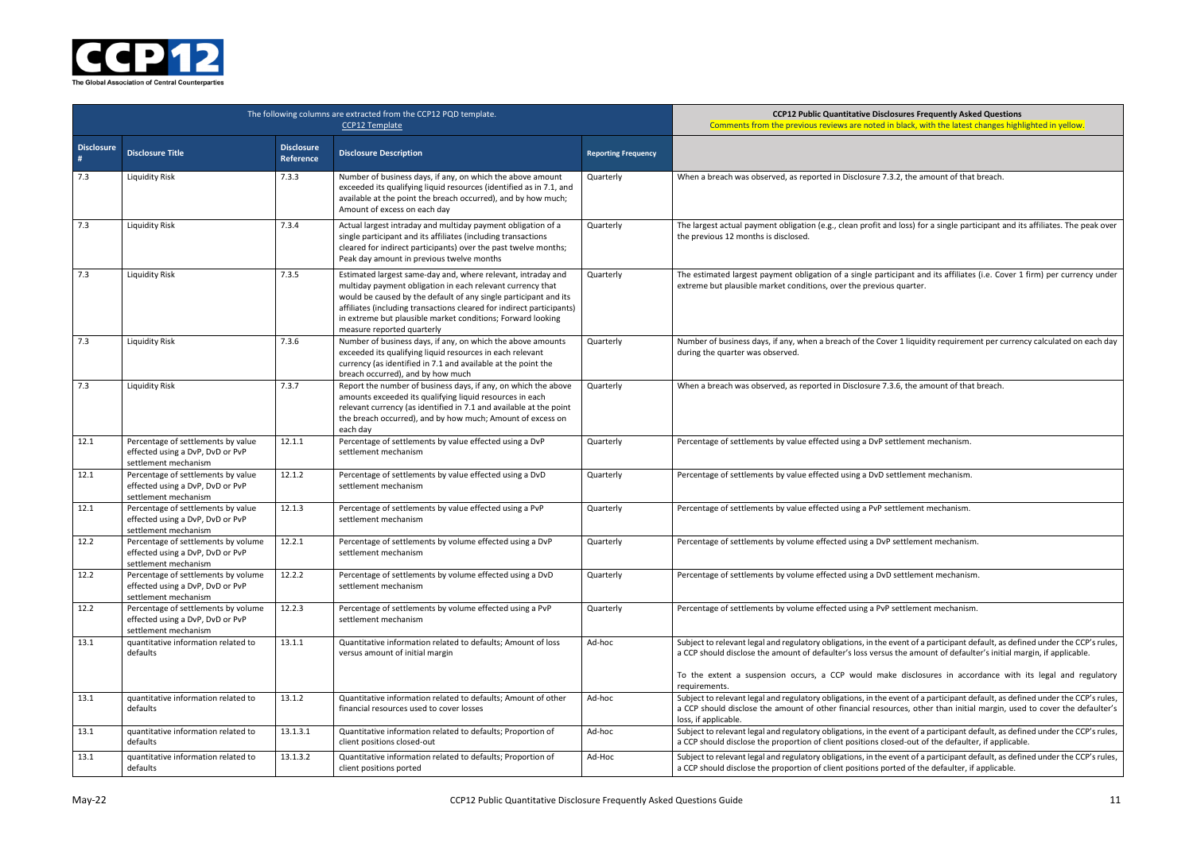| The following columns are extracted from the CCP12 PQD template. CCP12 Template | | | | | CCP12 Public Quantitative Disclosures Frequently Asked Questions Comments from the previous reviews are noted in black, with the latest changes highlighted in yellow. |
|---|---|---|---|---|---|
| **Disclosure #** | **Disclosure Title** | **Disclosure Reference** | **Disclosure Description** | **Reporting Frequency** | |
| 7.3 | Liquidity Risk | 7.3.3 | Number of business days, if any, on which the above amount exceeded its qualifying liquid resources (identified as in 7.1, and available at the point the breach occurred), and by how much; Amount of excess on each day | Quarterly | When a breach was observed, as reported in Disclosure 7.3.2, the amount of that breach. |
| 7.3 | Liquidity Risk | 7.3.4 | Actual largest intraday and multiday payment obligation of a single participant and its affiliates (including transactions cleared for indirect participants) over the past twelve months; Peak day amount in previous twelve months | Quarterly | The largest actual payment obligation (e.g., clean profit and loss) for a single participant and its affiliates. The peak over the previous 12 months is disclosed. |
| 7.3 | Liquidity Risk | 7.3.5 | Estimated largest same-day and, where relevant, intraday and multiday payment obligation in each relevant currency that would be caused by the default of any single participant and its affiliates (including transactions cleared for indirect participants) in extreme but plausible market conditions; Forward looking measure reported quarterly | Quarterly | The estimated largest payment obligation of a single participant and its affiliates (i.e. Cover 1 firm) per currency under extreme but plausible market conditions, over the previous quarter. |
| 7.3 | Liquidity Risk | 7.3.6 | Number of business days, if any, on which the above amounts exceeded its qualifying liquid resources in each relevant currency (as identified in 7.1 and available at the point the breach occurred), and by how much | Quarterly | Number of business days, if any, when a breach of the Cover 1 liquidity requirement per currency calculated on each day during the quarter was observed. |
| 7.3 | Liquidity Risk | 7.3.7 | Report the number of business days, if any, on which the above amounts exceeded its qualifying liquid resources in each relevant currency (as identified in 7.1 and available at the point the breach occurred), and by how much; Amount of excess on each day | Quarterly | When a breach was observed, as reported in Disclosure 7.3.6, the amount of that breach. |
| 12.1 | Percentage of settlements by value effected using a DvP, DvD or PvP settlement mechanism | 12.1.1 | Percentage of settlements by value effected using a DvP settlement mechanism | Quarterly | Percentage of settlements by value effected using a DvP settlement mechanism. |
| 12.1 | Percentage of settlements by value effected using a DvP, DvD or PvP settlement mechanism | 12.1.2 | Percentage of settlements by value effected using a DvD settlement mechanism | Quarterly | Percentage of settlements by value effected using a DvD settlement mechanism. |
| 12.1 | Percentage of settlements by value effected using a DvP, DvD or PvP settlement mechanism | 12.1.3 | Percentage of settlements by value effected using a PvP settlement mechanism | Quarterly | Percentage of settlements by value effected using a PvP settlement mechanism. |
| 12.2 | Percentage of settlements by volume effected using a DvP, DvD or PvP settlement mechanism | 12.2.1 | Percentage of settlements by volume effected using a DvP settlement mechanism | Quarterly | Percentage of settlements by volume effected using a DvP settlement mechanism. |
| 12.2 | Percentage of settlements by volume effected using a DvP, DvD or PvP settlement mechanism | 12.2.2 | Percentage of settlements by volume effected using a DvD settlement mechanism | Quarterly | Percentage of settlements by volume effected using a DvD settlement mechanism. |
| 12.2 | Percentage of settlements by volume effected using a DvP, DvD or PvP settlement mechanism | 12.2.3 | Percentage of settlements by volume effected using a PvP settlement mechanism | Quarterly | Percentage of settlements by volume effected using a PvP settlement mechanism. |
| 13.1 | quantitative information related to defaults | 13.1.1 | Quantitative information related to defaults; Amount of loss versus amount of initial margin | Ad-hoc | Subject to relevant legal and regulatory obligations, in the event of a participant default, as defined under the CCP's rules, a CCP should disclose the amount of defaulter's loss versus the amount of defaulter's initial margin, if applicable.<br><br>To the extent a suspension occurs, a CCP would make disclosures in accordance with its legal and regulatory requirements. |
| 13.1 | quantitative information related to defaults | 13.1.2 | Quantitative information related to defaults; Amount of other financial resources used to cover losses | Ad-hoc | Subject to relevant legal and regulatory obligations, in the event of a participant default, as defined under the CCP's rules, a CCP should disclose the amount of other financial resources, other than initial margin, used to cover the defaulter's loss, if applicable. |
| 13.1 | quantitative information related to defaults | 13.1.3.1 | Quantitative information related to defaults; Proportion of client positions closed-out | Ad-hoc | Subject to relevant legal and regulatory obligations, in the event of a participant default, as defined under the CCP's rules, a CCP should disclose the proportion of client positions closed-out of the defaulter, if applicable. |
| 13.1 | quantitative information related to defaults | 13.1.3.2 | Quantitative information related to defaults; Proportion of client positions ported | Ad-Hoc | Subject to relevant legal and regulatory obligations, in the event of a participant default, as defined under the CCP's rules, a CCP should disclose the proportion of client positions ported of the defaulter, if applicable. |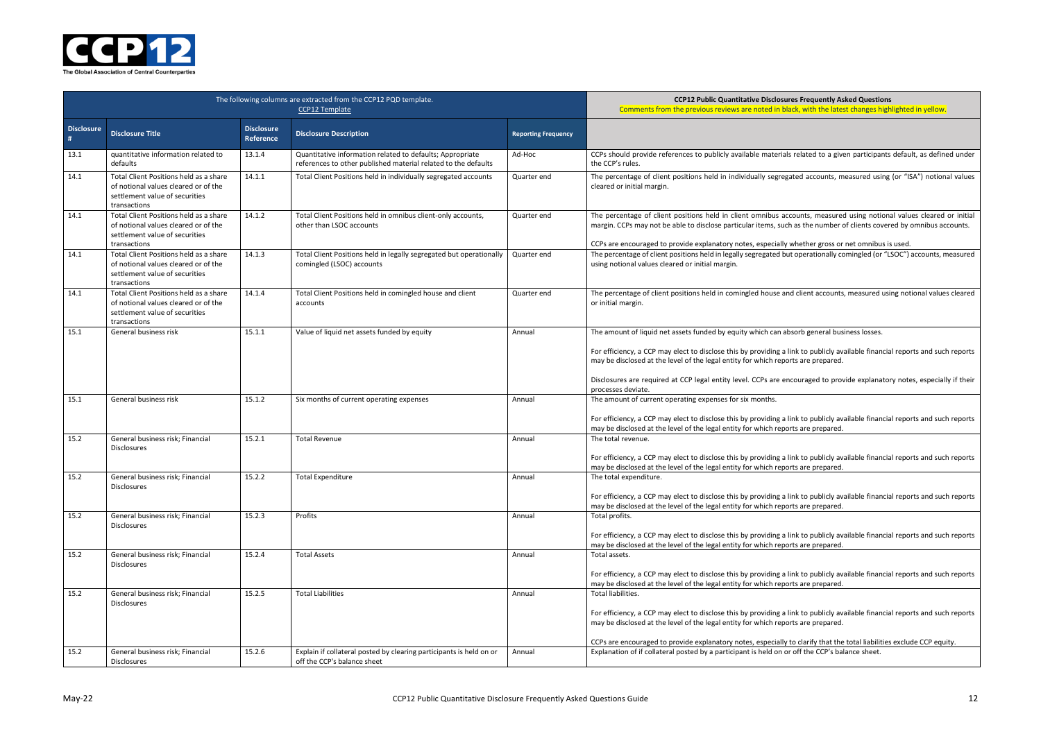| The following columns are extracted from the CCP12 PQD template. CCP12 Template | | | | | CCP12 Public Quantitative Disclosures Frequently Asked Questions Comments from the previous reviews are noted in black, with the latest changes highlighted in yellow. |
|---|---|---|---|---|---|
| **Disclosure #** | **Disclosure Title** | **Disclosure Reference** | **Disclosure Description** | **Reporting Frequency** | |
| 13.1 | quantitative information related to defaults | 13.1.4 | Quantitative information related to defaults; Appropriate references to other published material related to the defaults | Ad-Hoc | CCPs should provide references to publicly available materials related to a given participants default, as defined under the CCP's rules. |
| 14.1 | Total Client Positions held as a share of notional values cleared or of the settlement value of securities transactions | 14.1.1 | Total Client Positions held in individually segregated accounts | Quarter end | The percentage of client positions held in individually segregated accounts, measured using (or "ISA") notional values cleared or initial margin. |
| 14.1 | Total Client Positions held as a share of notional values cleared or of the settlement value of securities transactions | 14.1.2 | Total Client Positions held in omnibus client-only accounts, other than LSOC accounts | Quarter end | The percentage of client positions held in client omnibus accounts, measured using notional values cleared or initial margin. CCPs may not be able to disclose particular items, such as the number of clients covered by omnibus accounts.<br><br>CCPs are encouraged to provide explanatory notes, especially whether gross or net omnibus is used. |
| 14.1 | Total Client Positions held as a share of notional values cleared or of the settlement value of securities transactions | 14.1.3 | Total Client Positions held in legally segregated but operationally comingled (LSOC) accounts | Quarter end | The percentage of client positions held in legally segregated but operationally comingled (or "LSOC") accounts, measured using notional values cleared or initial margin. |
| 14.1 | Total Client Positions held as a share of notional values cleared or of the settlement value of securities transactions | 14.1.4 | Total Client Positions held in comingled house and client accounts | Quarter end | The percentage of client positions held in comingled house and client accounts, measured using notional values cleared or initial margin. |
| 15.1 | General business risk | 15.1.1 | Value of liquid net assets funded by equity | Annual | The amount of liquid net assets funded by equity which can absorb general business losses.<br><br>For efficiency, a CCP may elect to disclose this by providing a link to publicly available financial reports and such reports may be disclosed at the level of the legal entity for which reports are prepared.<br><br>Disclosures are required at CCP legal entity level. CCPs are encouraged to provide explanatory notes, especially if their processes deviate. |
| 15.1 | General business risk | 15.1.2 | Six months of current operating expenses | Annual | The amount of current operating expenses for six months.<br><br>For efficiency, a CCP may elect to disclose this by providing a link to publicly available financial reports and such reports may be disclosed at the level of the legal entity for which reports are prepared. |
| 15.2 | General business risk; Financial Disclosures | 15.2.1 | Total Revenue | Annual | The total revenue.<br><br>For efficiency, a CCP may elect to disclose this by providing a link to publicly available financial reports and such reports may be disclosed at the level of the legal entity for which reports are prepared. |
| 15.2 | General business risk; Financial Disclosures | 15.2.2 | Total Expenditure | Annual | The total expenditure.<br><br>For efficiency, a CCP may elect to disclose this by providing a link to publicly available financial reports and such reports may be disclosed at the level of the legal entity for which reports are prepared. |
| 15.2 | General business risk; Financial Disclosures | 15.2.3 | Profits | Annual | Total profits.<br><br>For efficiency, a CCP may elect to disclose this by providing a link to publicly available financial reports and such reports may be disclosed at the level of the legal entity for which reports are prepared. |
| 15.2 | General business risk; Financial Disclosures | 15.2.4 | Total Assets | Annual | Total assets.<br><br>For efficiency, a CCP may elect to disclose this by providing a link to publicly available financial reports and such reports may be disclosed at the level of the legal entity for which reports are prepared. |
| 15.2 | General business risk; Financial Disclosures | 15.2.5 | Total Liabilities | Annual | Total liabilities.<br><br>For efficiency, a CCP may elect to disclose this by providing a link to publicly available financial reports and such reports may be disclosed at the level of the legal entity for which reports are prepared.<br><br>CCPs are encouraged to provide explanatory notes, especially to clarify that the total liabilities exclude CCP equity. |
| 15.2 | General business risk; Financial Disclosures | 15.2.6 | Explain if collateral posted by clearing participants is held on or off the CCP's balance sheet | Annual | Explanation of if collateral posted by a participant is held on or off the CCP's balance sheet. |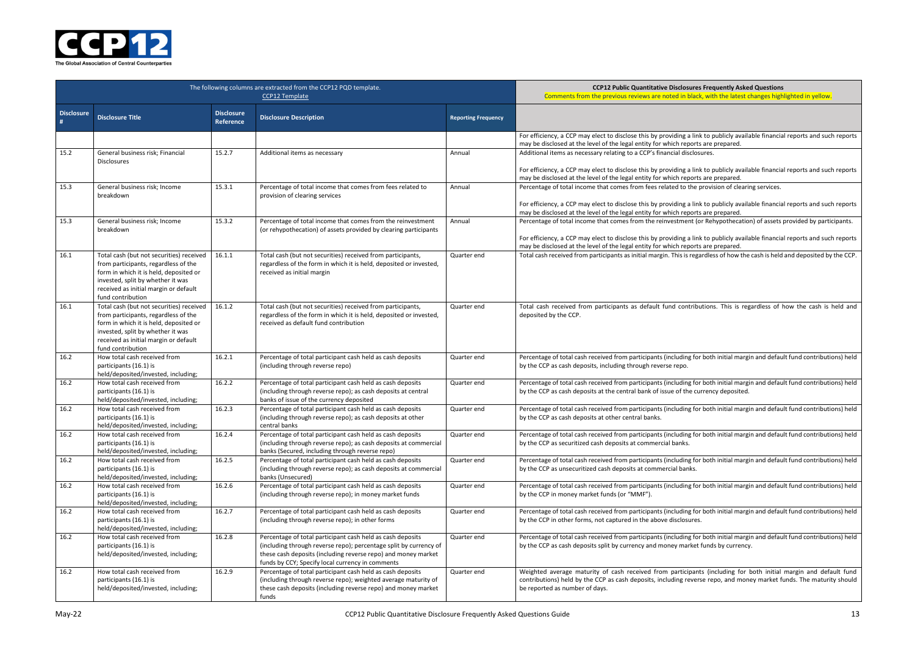| The following columns are extracted from the CCP12 PQD template. CCP12 Template | | | | | CCP12 Public Quantitative Disclosures Frequently Asked Questions Comments from the previous reviews are noted in black, with the latest changes highlighted in yellow. |
|---|---|---|---|---|---|
| Disclosure # | Disclosure Title | Disclosure Reference | Disclosure Description | Reporting Frequency | |
| | | | | | For efficiency, a CCP may elect to disclose this by providing a link to publicly available financial reports and such reports may be disclosed at the level of the legal entity for which reports are prepared. |
| 15.2 | General business risk; Financial Disclosures | 15.2.7 | Additional items as necessary | Annual | Additional items as necessary relating to a CCP's financial disclosures.<br><br>For efficiency, a CCP may elect to disclose this by providing a link to publicly available financial reports and such reports may be disclosed at the level of the legal entity for which reports are prepared. |
| 15.3 | General business risk; Income breakdown | 15.3.1 | Percentage of total income that comes from fees related to provision of clearing services | Annual | Percentage of total income that comes from fees related to the provision of clearing services.<br><br>For efficiency, a CCP may elect to disclose this by providing a link to publicly available financial reports and such reports may be disclosed at the level of the legal entity for which reports are prepared. |
| 15.3 | General business risk; Income breakdown | 15.3.2 | Percentage of total income that comes from the reinvestment (or rehypothecation) of assets provided by clearing participants | Annual | Percentage of total income that comes from the reinvestment (or Rehypothecation) of assets provided by participants.<br><br>For efficiency, a CCP may elect to disclose this by providing a link to publicly available financial reports and such reports may be disclosed at the level of the legal entity for which reports are prepared. |
| 16.1 | Total cash (but not securities) received from participants, regardless of the form in which it is held, deposited or invested, split by whether it was received as initial margin or default fund contribution | 16.1.1 | Total cash (but not securities) received from participants, regardless of the form in which it is held, deposited or invested, received as initial margin | Quarter end | Total cash received from participants as initial margin. This is regardless of how the cash is held and deposited by the CCP. |
| 16.1 | Total cash (but not securities) received from participants, regardless of the form in which it is held, deposited or invested, split by whether it was received as initial margin or default fund contribution | 16.1.2 | Total cash (but not securities) received from participants, regardless of the form in which it is held, deposited or invested, received as default fund contribution | Quarter end | Total cash received from participants as default fund contributions. This is regardless of how the cash is held and deposited by the CCP. |
| 16.2 | How total cash received from participants (16.1) is held/deposited/invested, including; | 16.2.1 | Percentage of total participant cash held as cash deposits (including through reverse repo) | Quarter end | Percentage of total cash received from participants (including for both initial margin and default fund contributions) held by the CCP as cash deposits, including through reverse repo. |
| 16.2 | How total cash received from participants (16.1) is held/deposited/invested, including; | 16.2.2 | Percentage of total participant cash held as cash deposits (including through reverse repo); as cash deposits at central banks of issue of the currency deposited | Quarter end | Percentage of total cash received from participants (including for both initial margin and default fund contributions) held by the CCP as cash deposits at the central bank of issue of the currency deposited. |
| 16.2 | How total cash received from participants (16.1) is held/deposited/invested, including; | 16.2.3 | Percentage of total participant cash held as cash deposits (including through reverse repo); as cash deposits at other central banks | Quarter end | Percentage of total cash received from participants (including for both initial margin and default fund contributions) held by the CCP as cash deposits at other central banks. |
| 16.2 | How total cash received from participants (16.1) is held/deposited/invested, including; | 16.2.4 | Percentage of total participant cash held as cash deposits (including through reverse repo); as cash deposits at commercial banks (Secured, including through reverse repo) | Quarter end | Percentage of total cash received from participants (including for both initial margin and default fund contributions) held by the CCP as securitized cash deposits at commercial banks. |
| 16.2 | How total cash received from participants (16.1) is held/deposited/invested, including; | 16.2.5 | Percentage of total participant cash held as cash deposits (including through reverse repo); as cash deposits at commercial banks (Unsecured) | Quarter end | Percentage of total cash received from participants (including for both initial margin and default fund contributions) held by the CCP as unsecuritized cash deposits at commercial banks. |
| 16.2 | How total cash received from participants (16.1) is held/deposited/invested, including; | 16.2.6 | Percentage of total participant cash held as cash deposits (including through reverse repo); in money market funds | Quarter end | Percentage of total cash received from participants (including for both initial margin and default fund contributions) held by the CCP in money market funds (or "MMF"). |
| 16.2 | How total cash received from participants (16.1) is held/deposited/invested, including; | 16.2.7 | Percentage of total participant cash held as cash deposits (including through reverse repo); in other forms | Quarter end | Percentage of total cash received from participants (including for both initial margin and default fund contributions) held by the CCP in other forms, not captured in the above disclosures. |
| 16.2 | How total cash received from participants (16.1) is held/deposited/invested, including; | 16.2.8 | Percentage of total participant cash held as cash deposits (including through reverse repo); percentage split by currency of these cash deposits (including reverse repo) and money market funds by CCY; Specify local currency in comments | Quarter end | Percentage of total cash received from participants (including for both initial margin and default fund contributions) held by the CCP as cash deposits split by currency and money market funds by currency. |
| 16.2 | How total cash received from participants (16.1) is held/deposited/invested, including; | 16.2.9 | Percentage of total participant cash held as cash deposits (including through reverse repo); weighted average maturity of these cash deposits (including reverse repo) and money market funds | Quarter end | Weighted average maturity of cash received from participants (including for both initial margin and default fund contributions) held by the CCP as cash deposits, including reverse repo, and money market funds. The maturity should be reported as number of days. |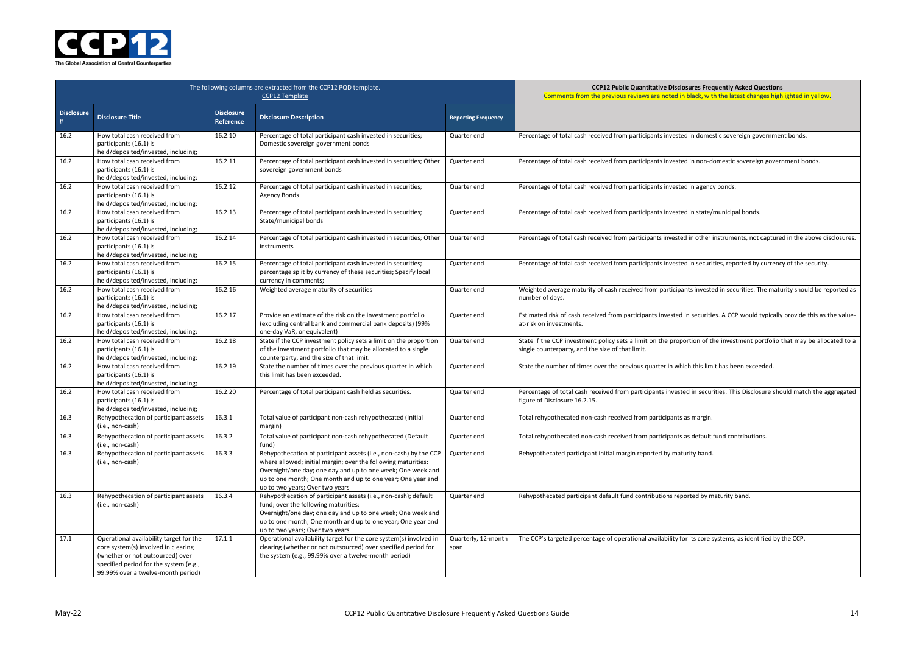| The following columns are extracted from the CCP12 PQD template. CCP12 Template | | | | | CCP12 Public Quantitative Disclosures Frequently Asked Questions Comments from the previous reviews are noted in black, with the latest changes highlighted in yellow. |
|---|---|---|---|---|---|
| **Disclosure #** | **Disclosure Title** | **Disclosure Reference** | **Disclosure Description** | **Reporting Frequency** | |
| 16.2 | How total cash received from participants (16.1) is held/deposited/invested, including; | 16.2.10 | Percentage of total participant cash invested in securities; Domestic sovereign government bonds | Quarter end | Percentage of total cash received from participants invested in domestic sovereign government bonds. |
| 16.2 | How total cash received from participants (16.1) is held/deposited/invested, including; | 16.2.11 | Percentage of total participant cash invested in securities; Other sovereign government bonds | Quarter end | Percentage of total cash received from participants invested in non-domestic sovereign government bonds. |
| 16.2 | How total cash received from participants (16.1) is held/deposited/invested, including; | 16.2.12 | Percentage of total participant cash invested in securities; Agency Bonds | Quarter end | Percentage of total cash received from participants invested in agency bonds. |
| 16.2 | How total cash received from participants (16.1) is held/deposited/invested, including; | 16.2.13 | Percentage of total participant cash invested in securities; State/municipal bonds | Quarter end | Percentage of total cash received from participants invested in state/municipal bonds. |
| 16.2 | How total cash received from participants (16.1) is held/deposited/invested, including; | 16.2.14 | Percentage of total participant cash invested in securities; Other instruments | Quarter end | Percentage of total cash received from participants invested in other instruments, not captured in the above disclosures. |
| 16.2 | How total cash received from participants (16.1) is held/deposited/invested, including; | 16.2.15 | Percentage of total participant cash invested in securities; percentage split by currency of these securities; Specify local currency in comments; | Quarter end | Percentage of total cash received from participants invested in securities, reported by currency of the security. |
| 16.2 | How total cash received from participants (16.1) is held/deposited/invested, including; | 16.2.16 | Weighted average maturity of securities | Quarter end | Weighted average maturity of cash received from participants invested in securities. The maturity should be reported as number of days. |
| 16.2 | How total cash received from participants (16.1) is held/deposited/invested, including; | 16.2.17 | Provide an estimate of the risk on the investment portfolio (excluding central bank and commercial bank deposits) (99% one-day VaR, or equivalent) | Quarter end | Estimated risk of cash received from participants invested in securities. A CCP would typically provide this as the value-at-risk on investments. |
| 16.2 | How total cash received from participants (16.1) is held/deposited/invested, including; | 16.2.18 | State if the CCP investment policy sets a limit on the proportion of the investment portfolio that may be allocated to a single counterparty, and the size of that limit. | Quarter end | State if the CCP investment policy sets a limit on the proportion of the investment portfolio that may be allocated to a single counterparty, and the size of that limit. |
| 16.2 | How total cash received from participants (16.1) is held/deposited/invested, including; | 16.2.19 | State the number of times over the previous quarter in which this limit has been exceeded. | Quarter end | State the number of times over the previous quarter in which this limit has been exceeded. |
| 16.2 | How total cash received from participants (16.1) is held/deposited/invested, including; | 16.2.20 | Percentage of total participant cash held as securities. | Quarter end | Percentage of total cash received from participants invested in securities. This Disclosure should match the aggregated figure of Disclosure 16.2.15. |
| 16.3 | Rehypothecation of participant assets (i.e., non-cash) | 16.3.1 | Total value of participant non-cash rehypothecated (Initial margin) | Quarter end | Total rehypothecated non-cash received from participants as margin. |
| 16.3 | Rehypothecation of participant assets (i.e., non-cash) | 16.3.2 | Total value of participant non-cash rehypothecated (Default fund) | Quarter end | Total rehypothecated non-cash received from participants as default fund contributions. |
| 16.3 | Rehypothecation of participant assets (i.e., non-cash) | 16.3.3 | Rehypothecation of participant assets (i.e., non-cash) by the CCP where allowed; initial margin; over the following maturities: Overnight/one day; one day and up to one week; One week and up to one month; One month and up to one year; One year and up to two years; Over two years | Quarter end | Rehypothecated participant initial margin reported by maturity band. |
| 16.3 | Rehypothecation of participant assets (i.e., non-cash) | 16.3.4 | Rehypothecation of participant assets (i.e., non-cash); default fund; over the following maturities: Overnight/one day; one day and up to one week; One week and up to one month; One month and up to one year; One year and up to two years; Over two years | Quarter end | Rehypothecated participant default fund contributions reported by maturity band. |
| 17.1 | Operational availability target for the core system(s) involved in clearing (whether or not outsourced) over specified period for the system (e.g., 99.99% over a twelve-month period) | 17.1.1 | Operational availability target for the core system(s) involved in clearing (whether or not outsourced) over specified period for the system (e.g., 99.99% over a twelve-month period) | Quarterly, 12-month span | The CCP's targeted percentage of operational availability for its core systems, as identified by the CCP. |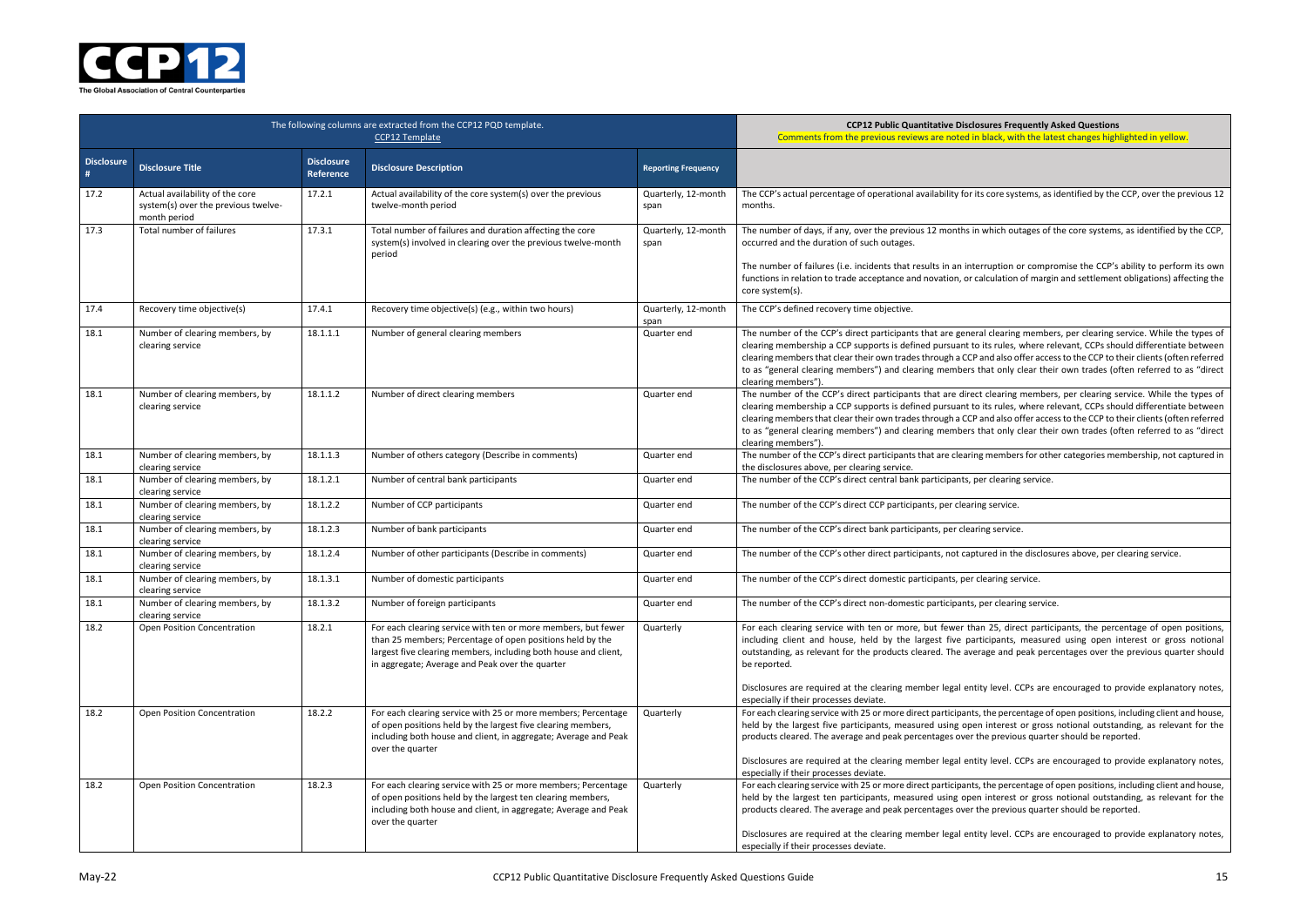| The following columns are extracted from the CCP12 PQD template. CCP12 Template | | | | | CCP12 Public Quantitative Disclosures Frequently Asked Questions Comments from the previous reviews are noted in black, with the latest changes highlighted in yellow. |
|---|---|---|---|---|---|
| **Disclosure #** | **Disclosure Title** | **Disclosure Reference** | **Disclosure Description** | **Reporting Frequency** | |
| 17.2 | Actual availability of the core system(s) over the previous twelve-month period | 17.2.1 | Actual availability of the core system(s) over the previous twelve-month period | Quarterly, 12-month span | The CCP's actual percentage of operational availability for its core systems, as identified by the CCP, over the previous 12 months. |
| 17.3 | Total number of failures | 17.3.1 | Total number of failures and duration affecting the core system(s) involved in clearing over the previous twelve-month period | Quarterly, 12-month span | The number of days, if any, over the previous 12 months in which outages of the core systems, as identified by the CCP, occurred and the duration of such outages.<br><br>The number of failures (i.e. incidents that results in an interruption or compromise the CCP's ability to perform its own functions in relation to trade acceptance and novation, or calculation of margin and settlement obligations) affecting the core system(s). |
| 17.4 | Recovery time objective(s) | 17.4.1 | Recovery time objective(s) (e.g., within two hours) | Quarterly, 12-month span | The CCP's defined recovery time objective. |
| 18.1 | Number of clearing members, by clearing service | 18.1.1.1 | Number of general clearing members | Quarter end | The number of the CCP's direct participants that are general clearing members, per clearing service. While the types of clearing membership a CCP supports is defined pursuant to its rules, where relevant, CCPs should differentiate between clearing members that clear their own trades through a CCP and also offer access to the CCP to their clients (often referred to as "general clearing members") and clearing members that only clear their own trades (often referred to as "direct clearing members"). |
| 18.1 | Number of clearing members, by clearing service | 18.1.1.2 | Number of direct clearing members | Quarter end | The number of the CCP's direct participants that are direct clearing members, per clearing service. While the types of clearing membership a CCP supports is defined pursuant to its rules, where relevant, CCPs should differentiate between clearing members that clear their own trades through a CCP and also offer access to the CCP to their clients (often referred to as "general clearing members") and clearing members that only clear their own trades (often referred to as "direct clearing members"). |
| 18.1 | Number of clearing members, by clearing service | 18.1.1.3 | Number of others category (Describe in comments) | Quarter end | The number of the CCP's direct participants that are clearing members for other categories membership, not captured in the disclosures above, per clearing service. |
| 18.1 | Number of clearing members, by clearing service | 18.1.2.1 | Number of central bank participants | Quarter end | The number of the CCP's direct central bank participants, per clearing service. |
| 18.1 | Number of clearing members, by clearing service | 18.1.2.2 | Number of CCP participants | Quarter end | The number of the CCP's direct CCP participants, per clearing service. |
| 18.1 | Number of clearing members, by clearing service | 18.1.2.3 | Number of bank participants | Quarter end | The number of the CCP's direct bank participants, per clearing service. |
| 18.1 | Number of clearing members, by clearing service | 18.1.2.4 | Number of other participants (Describe in comments) | Quarter end | The number of the CCP's other direct participants, not captured in the disclosures above, per clearing service. |
| 18.1 | Number of clearing members, by clearing service | 18.1.3.1 | Number of domestic participants | Quarter end | The number of the CCP's direct domestic participants, per clearing service. |
| 18.1 | Number of clearing members, by clearing service | 18.1.3.2 | Number of foreign participants | Quarter end | The number of the CCP's direct non-domestic participants, per clearing service. |
| 18.2 | Open Position Concentration | 18.2.1 | For each clearing service with ten or more members, but fewer than 25 members; Percentage of open positions held by the largest five clearing members, including both house and client, in aggregate; Average and Peak over the quarter | Quarterly | For each clearing service with ten or more, but fewer than 25, direct participants, the percentage of open positions, including client and house, held by the largest five participants, measured using open interest or gross notional outstanding, as relevant for the products cleared. The average and peak percentages over the previous quarter should be reported.<br><br>Disclosures are required at the clearing member legal entity level. CCPs are encouraged to provide explanatory notes, especially if their processes deviate. |
| 18.2 | Open Position Concentration | 18.2.2 | For each clearing service with 25 or more members; Percentage of open positions held by the largest five clearing members, including both house and client, in aggregate; Average and Peak over the quarter | Quarterly | For each clearing service with 25 or more direct participants, the percentage of open positions, including client and house, held by the largest five participants, measured using open interest or gross notional outstanding, as relevant for the products cleared. The average and peak percentages over the previous quarter should be reported.<br><br>Disclosures are required at the clearing member legal entity level. CCPs are encouraged to provide explanatory notes, especially if their processes deviate. |
| 18.2 | Open Position Concentration | 18.2.3 | For each clearing service with 25 or more members; Percentage of open positions held by the largest ten clearing members, including both house and client, in aggregate; Average and Peak over the quarter | Quarterly | For each clearing service with 25 or more direct participants, the percentage of open positions, including client and house, held by the largest ten participants, measured using open interest or gross notional outstanding, as relevant for the products cleared. The average and peak percentages over the previous quarter should be reported.<br><br>Disclosures are required at the clearing member legal entity level. CCPs are encouraged to provide explanatory notes, especially if their processes deviate. |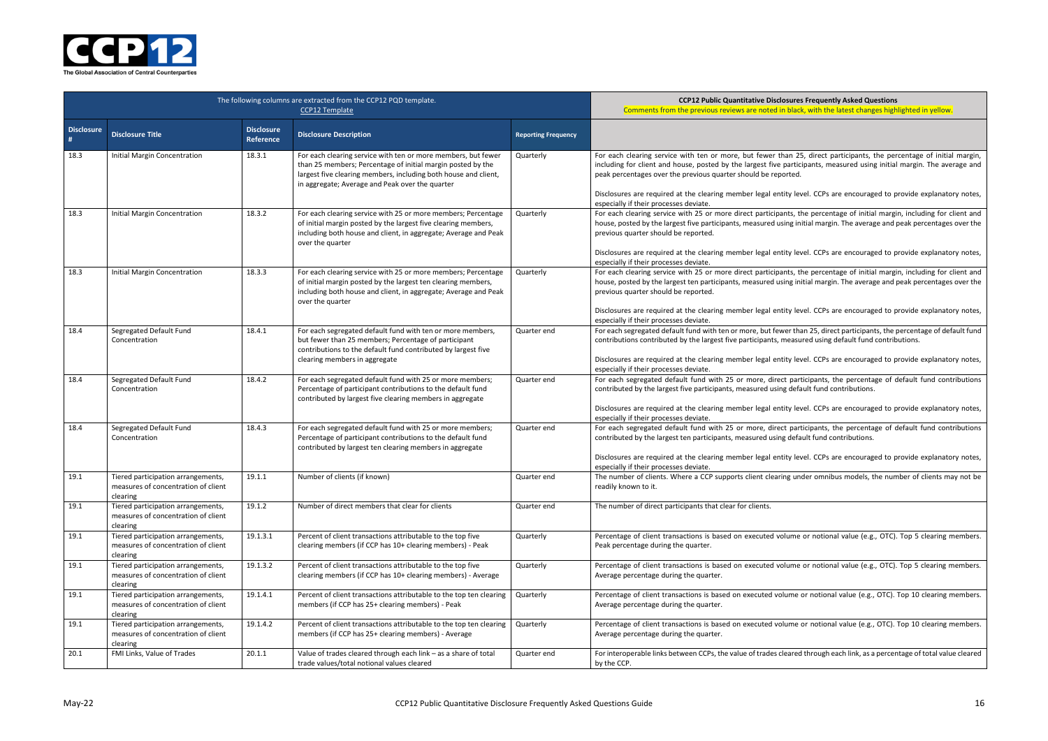| The following columns are extracted from the CCP12 PQD template. CCP12 Template | | | | | CCP12 Public Quantitative Disclosures Frequently Asked Questions Comments from the previous reviews are noted in black, with the latest changes highlighted in yellow. |
|---|---|---|---|---|---|
| **Disclosure #** | **Disclosure Title** | **Disclosure Reference** | **Disclosure Description** | **Reporting Frequency** | |
| 18.3 | Initial Margin Concentration | 18.3.1 | For each clearing service with ten or more members, but fewer than 25 members; Percentage of initial margin posted by the largest five clearing members, including both house and client, in aggregate; Average and Peak over the quarter | Quarterly | For each clearing service with ten or more, but fewer than 25, direct participants, the percentage of initial margin, including for client and house, posted by the largest five participants, measured using initial margin. The average and peak percentages over the previous quarter should be reported.<br><br>Disclosures are required at the clearing member legal entity level. CCPs are encouraged to provide explanatory notes, especially if their processes deviate. |
| 18.3 | Initial Margin Concentration | 18.3.2 | For each clearing service with 25 or more members; Percentage of initial margin posted by the largest five clearing members, including both house and client, in aggregate; Average and Peak over the quarter | Quarterly | For each clearing service with 25 or more direct participants, the percentage of initial margin, including for client and house, posted by the largest five participants, measured using initial margin. The average and peak percentages over the previous quarter should be reported.<br><br>Disclosures are required at the clearing member legal entity level. CCPs are encouraged to provide explanatory notes, especially if their processes deviate. |
| 18.3 | Initial Margin Concentration | 18.3.3 | For each clearing service with 25 or more members; Percentage of initial margin posted by the largest ten clearing members, including both house and client, in aggregate; Average and Peak over the quarter | Quarterly | For each clearing service with 25 or more direct participants, the percentage of initial margin, including for client and house, posted by the largest ten participants, measured using initial margin. The average and peak percentages over the previous quarter should be reported.<br><br>Disclosures are required at the clearing member legal entity level. CCPs are encouraged to provide explanatory notes, especially if their processes deviate. |
| 18.4 | Segregated Default Fund Concentration | 18.4.1 | For each segregated default fund with ten or more members, but fewer than 25 members; Percentage of participant contributions to the default fund contributed by largest five clearing members in aggregate | Quarter end | For each segregated default fund with ten or more, but fewer than 25, direct participants, the percentage of default fund contributions contributed by the largest five participants, measured using default fund contributions.<br><br>Disclosures are required at the clearing member legal entity level. CCPs are encouraged to provide explanatory notes, especially if their processes deviate. |
| 18.4 | Segregated Default Fund Concentration | 18.4.2 | For each segregated default fund with 25 or more members; Percentage of participant contributions to the default fund contributed by largest five clearing members in aggregate | Quarter end | For each segregated default fund with 25 or more, direct participants, the percentage of default fund contributions contributed by the largest five participants, measured using default fund contributions.<br><br>Disclosures are required at the clearing member legal entity level. CCPs are encouraged to provide explanatory notes, especially if their processes deviate. |
| 18.4 | Segregated Default Fund Concentration | 18.4.3 | For each segregated default fund with 25 or more members; Percentage of participant contributions to the default fund contributed by largest ten clearing members in aggregate | Quarter end | For each segregated default fund with 25 or more, direct participants, the percentage of default fund contributions contributed by the largest ten participants, measured using default fund contributions.<br><br>Disclosures are required at the clearing member legal entity level. CCPs are encouraged to provide explanatory notes, especially if their processes deviate. |
| 19.1 | Tiered participation arrangements, measures of concentration of client clearing | 19.1.1 | Number of clients (if known) | Quarter end | The number of clients. Where a CCP supports client clearing under omnibus models, the number of clients may not be readily known to it. |
| 19.1 | Tiered participation arrangements, measures of concentration of client clearing | 19.1.2 | Number of direct members that clear for clients | Quarter end | The number of direct participants that clear for clients. |
| 19.1 | Tiered participation arrangements, measures of concentration of client clearing | 19.1.3.1 | Percent of client transactions attributable to the top five clearing members (if CCP has 10+ clearing members) - Peak | Quarterly | Percentage of client transactions is based on executed volume or notional value (e.g., OTC). Top 5 clearing members. Peak percentage during the quarter. |
| 19.1 | Tiered participation arrangements, measures of concentration of client clearing | 19.1.3.2 | Percent of client transactions attributable to the top five clearing members (if CCP has 10+ clearing members) - Average | Quarterly | Percentage of client transactions is based on executed volume or notional value (e.g., OTC). Top 5 clearing members. Average percentage during the quarter. |
| 19.1 | Tiered participation arrangements, measures of concentration of client clearing | 19.1.4.1 | Percent of client transactions attributable to the top ten clearing members (if CCP has 25+ clearing members) - Peak | Quarterly | Percentage of client transactions is based on executed volume or notional value (e.g., OTC). Top 10 clearing members. Average percentage during the quarter. |
| 19.1 | Tiered participation arrangements, measures of concentration of client clearing | 19.1.4.2 | Percent of client transactions attributable to the top ten clearing members (if CCP has 25+ clearing members) - Average | Quarterly | Percentage of client transactions is based on executed volume or notional value (e.g., OTC). Top 10 clearing members. Average percentage during the quarter. |
| 20.1 | FMI Links, Value of Trades | 20.1.1 | Value of trades cleared through each link – as a share of total trade values/total notional values cleared | Quarter end | For interoperable links between CCPs, the value of trades cleared through each link, as a percentage of total value cleared by the CCP. |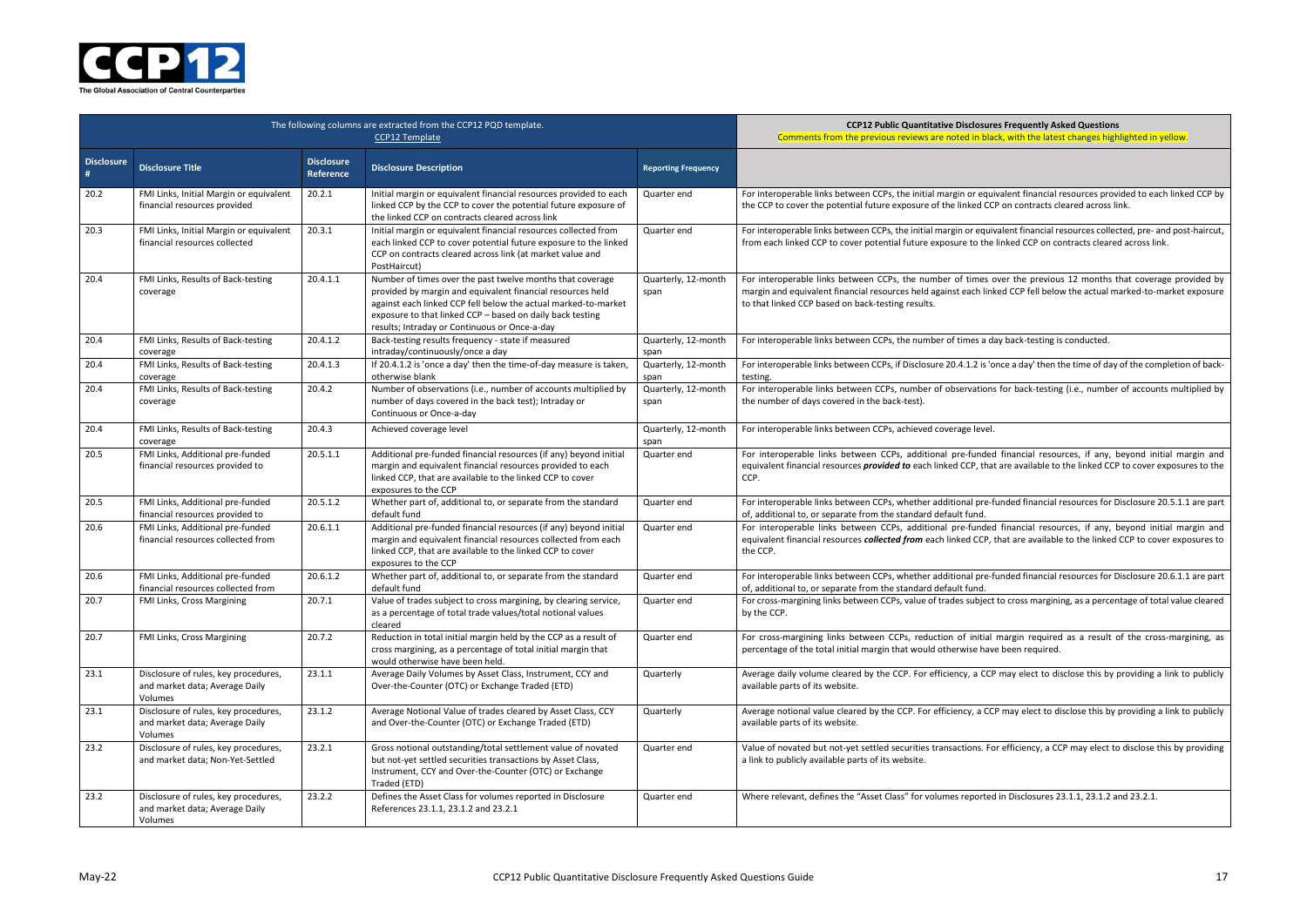| The following columns are extracted from the CCP12 PQD template. CCP12 Template | | | | | **CCP12 Public Quantitative Disclosures Frequently Asked Questions** Comments from the previous reviews are noted in black, with the latest changes highlighted in yellow. |
|---|---|---|---|---|---|
| **Disclosure #** | **Disclosure Title** | **Disclosure Reference** | **Disclosure Description** | **Reporting Frequency** | |
| 20.2 | FMI Links, Initial Margin or equivalent financial resources provided | 20.2.1 | Initial margin or equivalent financial resources provided to each linked CCP by the CCP to cover the potential future exposure of the linked CCP on contracts cleared across link | Quarter end | For interoperable links between CCPs, the initial margin or equivalent financial resources provided to each linked CCP by the CCP to cover the potential future exposure of the linked CCP on contracts cleared across link. |
| 20.3 | FMI Links, Initial Margin or equivalent financial resources collected | 20.3.1 | Initial margin or equivalent financial resources collected from each linked CCP to cover potential future exposure to the linked CCP on contracts cleared across link (at market value and PostHaircut) | Quarter end | For interoperable links between CCPs, the initial margin or equivalent financial resources collected, pre- and post-haircut, from each linked CCP to cover potential future exposure to the linked CCP on contracts cleared across link. |
| 20.4 | FMI Links, Results of Back-testing coverage | 20.4.1.1 | Number of times over the past twelve months that coverage provided by margin and equivalent financial resources held against each linked CCP fell below the actual marked-to-market exposure to that linked CCP – based on daily back testing results; Intraday or Continuous or Once-a-day | Quarterly, 12-month span | For interoperable links between CCPs, the number of times over the previous 12 months that coverage provided by margin and equivalent financial resources held against each linked CCP fell below the actual marked-to-market exposure to that linked CCP based on back-testing results. |
| 20.4 | FMI Links, Results of Back-testing coverage | 20.4.1.2 | Back-testing results frequency - state if measured intraday/continuously/once a day | Quarterly, 12-month span | For interoperable links between CCPs, the number of times a day back-testing is conducted. |
| 20.4 | FMI Links, Results of Back-testing coverage | 20.4.1.3 | If 20.4.1.2 is 'once a day' then the time-of-day measure is taken, otherwise blank | Quarterly, 12-month span | For interoperable links between CCPs, if Disclosure 20.4.1.2 is 'once a day' then the time of day of the completion of back-testing. |
| 20.4 | FMI Links, Results of Back-testing coverage | 20.4.2 | Number of observations (i.e., number of accounts multiplied by number of days covered in the back test); Intraday or Continuous or Once-a-day | Quarterly, 12-month span | For interoperable links between CCPs, number of observations for back-testing (i.e., number of accounts multiplied by the number of days covered in the back-test). |
| 20.4 | FMI Links, Results of Back-testing coverage | 20.4.3 | Achieved coverage level | Quarterly, 12-month span | For interoperable links between CCPs, achieved coverage level. |
| 20.5 | FMI Links, Additional pre-funded financial resources provided to | 20.5.1.1 | Additional pre-funded financial resources (if any) beyond initial margin and equivalent financial resources provided to each linked CCP, that are available to the linked CCP to cover exposures to the CCP | Quarter end | For interoperable links between CCPs, additional pre-funded financial resources, if any, beyond initial margin and equivalent financial resources ***provided to*** each linked CCP, that are available to the linked CCP to cover exposures to the CCP. |
| 20.5 | FMI Links, Additional pre-funded financial resources provided to | 20.5.1.2 | Whether part of, additional to, or separate from the standard default fund | Quarter end | For interoperable links between CCPs, whether additional pre-funded financial resources for Disclosure 20.5.1.1 are part of, additional to, or separate from the standard default fund. |
| 20.6 | FMI Links, Additional pre-funded financial resources collected from | 20.6.1.1 | Additional pre-funded financial resources (if any) beyond initial margin and equivalent financial resources collected from each linked CCP, that are available to the linked CCP to cover exposures to the CCP | Quarter end | For interoperable links between CCPs, additional pre-funded financial resources, if any, beyond initial margin and equivalent financial resources ***collected from*** each linked CCP, that are available to the linked CCP to cover exposures to the CCP. |
| 20.6 | FMI Links, Additional pre-funded financial resources collected from | 20.6.1.2 | Whether part of, additional to, or separate from the standard default fund | Quarter end | For interoperable links between CCPs, whether additional pre-funded financial resources for Disclosure 20.6.1.1 are part of, additional to, or separate from the standard default fund. |
| 20.7 | FMI Links, Cross Margining | 20.7.1 | Value of trades subject to cross margining, by clearing service, as a percentage of total trade values/total notional values cleared | Quarter end | For cross-margining links between CCPs, value of trades subject to cross margining, as a percentage of total value cleared by the CCP. |
| 20.7 | FMI Links, Cross Margining | 20.7.2 | Reduction in total initial margin held by the CCP as a result of cross margining, as a percentage of total initial margin that would otherwise have been held. | Quarter end | For cross-margining links between CCPs, reduction of initial margin required as a result of the cross-margining, as percentage of the total initial margin that would otherwise have been required. |
| 23.1 | Disclosure of rules, key procedures, and market data; Average Daily Volumes | 23.1.1 | Average Daily Volumes by Asset Class, Instrument, CCY and Over-the-Counter (OTC) or Exchange Traded (ETD) | Quarterly | Average daily volume cleared by the CCP. For efficiency, a CCP may elect to disclose this by providing a link to publicly available parts of its website. |
| 23.1 | Disclosure of rules, key procedures, and market data; Average Daily Volumes | 23.1.2 | Average Notional Value of trades cleared by Asset Class, CCY and Over-the-Counter (OTC) or Exchange Traded (ETD) | Quarterly | Average notional value cleared by the CCP. For efficiency, a CCP may elect to disclose this by providing a link to publicly available parts of its website. |
| 23.2 | Disclosure of rules, key procedures, and market data; Non-Yet-Settled | 23.2.1 | Gross notional outstanding/total settlement value of novated but not-yet settled securities transactions by Asset Class, Instrument, CCY and Over-the-Counter (OTC) or Exchange Traded (ETD) | Quarter end | Value of novated but not-yet settled securities transactions. For efficiency, a CCP may elect to disclose this by providing a link to publicly available parts of its website. |
| 23.2 | Disclosure of rules, key procedures, and market data; Average Daily Volumes | 23.2.2 | Defines the Asset Class for volumes reported in Disclosure References 23.1.1, 23.1.2 and 23.2.1 | Quarter end | Where relevant, defines the "Asset Class" for volumes reported in Disclosures 23.1.1, 23.1.2 and 23.2.1. |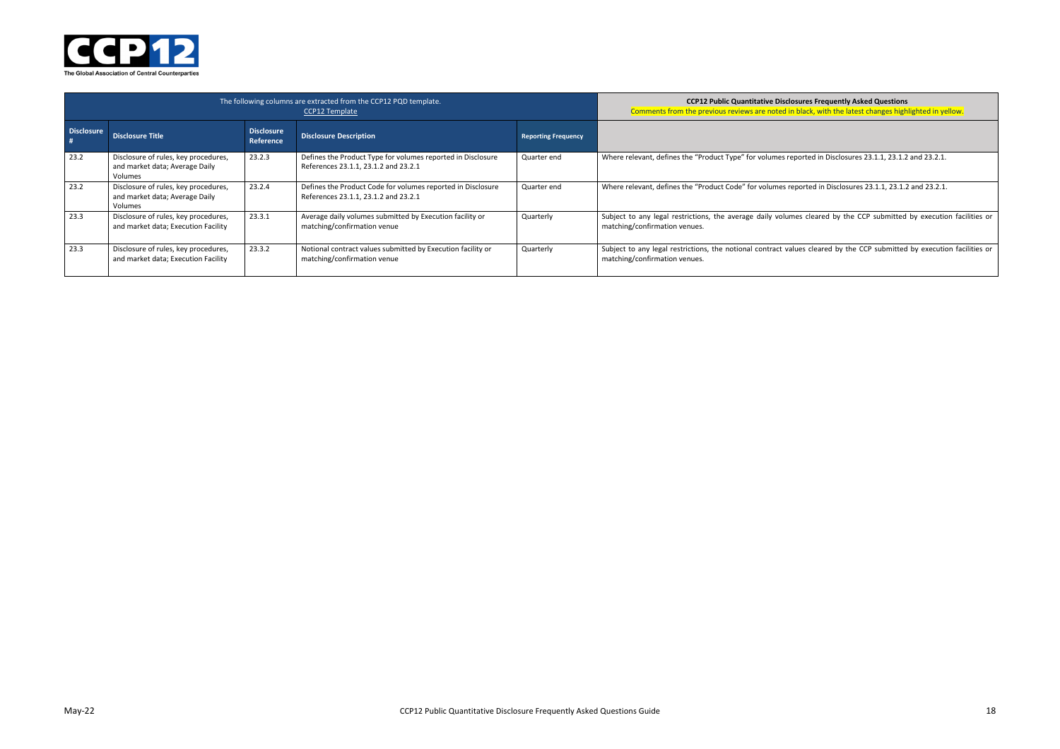| The following columns are extracted from the CCP12 PQD template. CCP12 Template | | | | | CCP12 Public Quantitative Disclosures Frequently Asked Questions Comments from the previous reviews are noted in black, with the latest changes highlighted in yellow. |
|---|---|---|---|---|---|
| **Disclosure #** | **Disclosure Title** | **Disclosure Reference** | **Disclosure Description** | **Reporting Frequency** | |
| 23.2 | Disclosure of rules, key procedures, and market data; Average Daily Volumes | 23.2.3 | Defines the Product Type for volumes reported in Disclosure References 23.1.1, 23.1.2 and 23.2.1 | Quarter end | Where relevant, defines the "Product Type" for volumes reported in Disclosures 23.1.1, 23.1.2 and 23.2.1. |
| 23.2 | Disclosure of rules, key procedures, and market data; Average Daily Volumes | 23.2.4 | Defines the Product Code for volumes reported in Disclosure References 23.1.1, 23.1.2 and 23.2.1 | Quarter end | Where relevant, defines the "Product Code" for volumes reported in Disclosures 23.1.1, 23.1.2 and 23.2.1. |
| 23.3 | Disclosure of rules, key procedures, and market data; Execution Facility | 23.3.1 | Average daily volumes submitted by Execution facility or matching/confirmation venue | Quarterly | Subject to any legal restrictions, the average daily volumes cleared by the CCP submitted by execution facilities or matching/confirmation venues. |
| 23.3 | Disclosure of rules, key procedures, and market data; Execution Facility | 23.3.2 | Notional contract values submitted by Execution facility or matching/confirmation venue | Quarterly | Subject to any legal restrictions, the notional contract values cleared by the CCP submitted by execution facilities or matching/confirmation venues. |